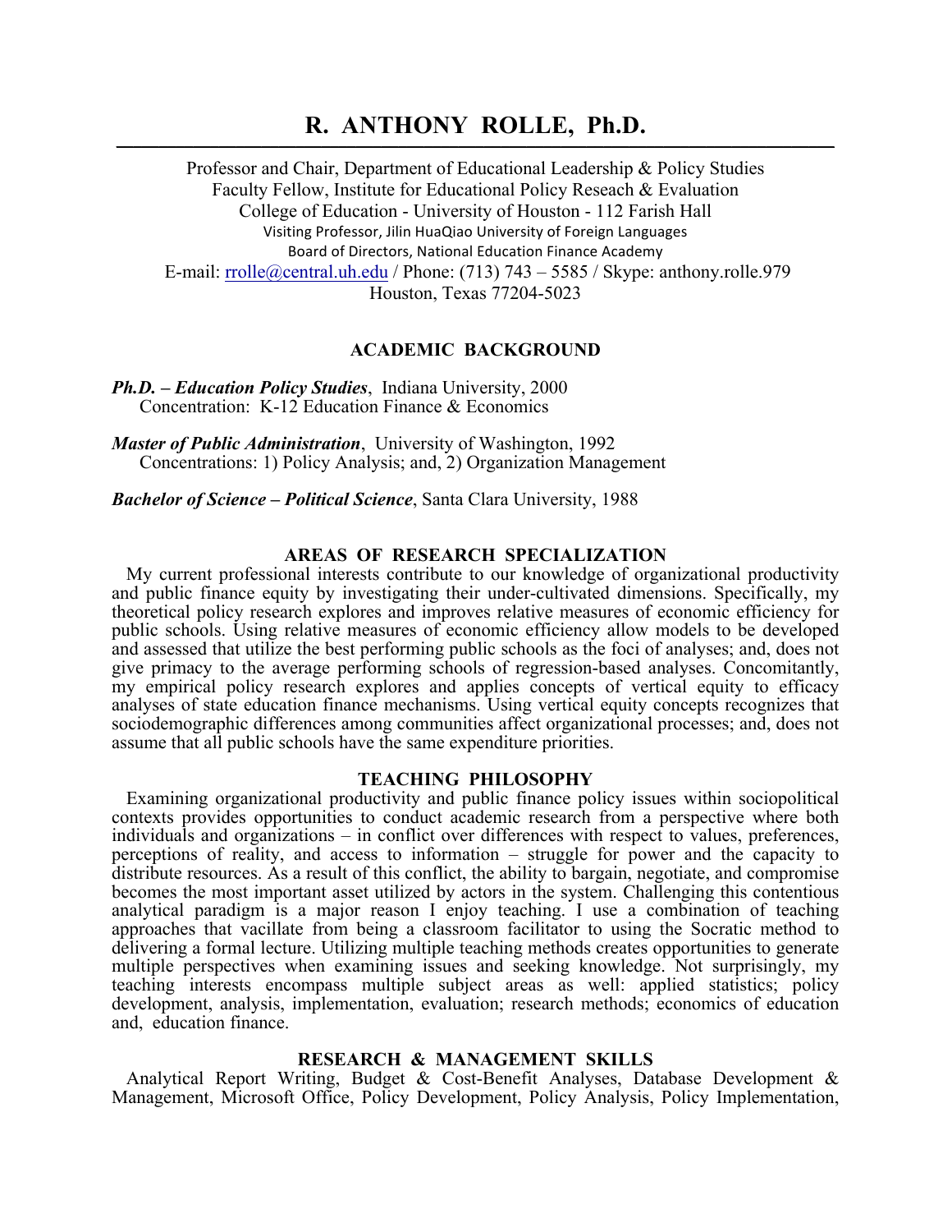# R. ANTHONY ROLLE, Ph.D.

Professor and Chair, Department of Educational Leadership & Policy Studies
Faculty Fellow, Institute for Educational Policy Reseach & Evaluation
College of Education - University of Houston - 112 Farish Hall
Visiting Professor, Jilin HuaQiao University of Foreign Languages
Board of Directors, National Education Finance Academy
E-mail: rrolle@central.uh.edu / Phone: (713) 743 – 5585 / Skype: anthony.rolle.979
Houston, Texas 77204-5023

## ACADEMIC BACKGROUND

***Ph.D. – Education Policy Studies***, Indiana University, 2000
Concentration: K-12 Education Finance & Economics

***Master of Public Administration***, University of Washington, 1992
Concentrations: 1) Policy Analysis; and, 2) Organization Management

***Bachelor of Science – Political Science***, Santa Clara University, 1988

## AREAS OF RESEARCH SPECIALIZATION

My current professional interests contribute to our knowledge of organizational productivity and public finance equity by investigating their under-cultivated dimensions. Specifically, my theoretical policy research explores and improves relative measures of economic efficiency for public schools. Using relative measures of economic efficiency allow models to be developed and assessed that utilize the best performing public schools as the foci of analyses; and, does not give primacy to the average performing schools of regression-based analyses. Concomitantly, my empirical policy research explores and applies concepts of vertical equity to efficacy analyses of state education finance mechanisms. Using vertical equity concepts recognizes that sociodemographic differences among communities affect organizational processes; and, does not assume that all public schools have the same expenditure priorities.

## TEACHING PHILOSOPHY

Examining organizational productivity and public finance policy issues within sociopolitical contexts provides opportunities to conduct academic research from a perspective where both individuals and organizations – in conflict over differences with respect to values, preferences, perceptions of reality, and access to information – struggle for power and the capacity to distribute resources. As a result of this conflict, the ability to bargain, negotiate, and compromise becomes the most important asset utilized by actors in the system. Challenging this contentious analytical paradigm is a major reason I enjoy teaching. I use a combination of teaching approaches that vacillate from being a classroom facilitator to using the Socratic method to delivering a formal lecture. Utilizing multiple teaching methods creates opportunities to generate multiple perspectives when examining issues and seeking knowledge. Not surprisingly, my teaching interests encompass multiple subject areas as well: applied statistics; policy development, analysis, implementation, evaluation; research methods; economics of education and, education finance.

## RESEARCH & MANAGEMENT SKILLS

Analytical Report Writing, Budget & Cost-Benefit Analyses, Database Development & Management, Microsoft Office, Policy Development, Policy Analysis, Policy Implementation,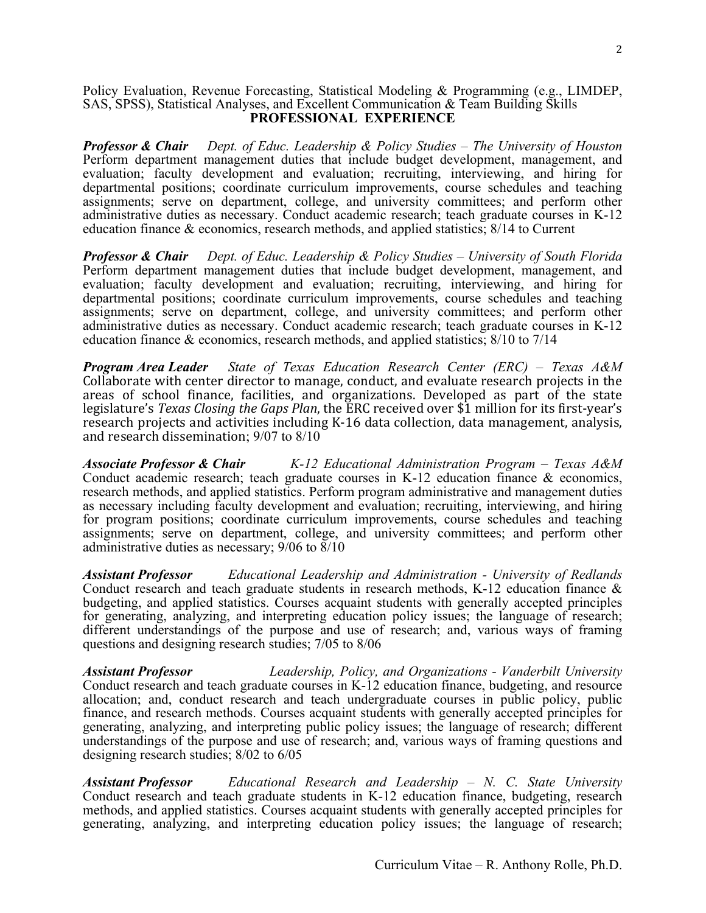Policy Evaluation, Revenue Forecasting, Statistical Modeling & Programming (e.g., LIMDEP, SAS, SPSS), Statistical Analyses, and Excellent Communication & Team Building Skills

## PROFESSIONAL EXPERIENCE

***Professor & Chair*** *Dept. of Educ. Leadership & Policy Studies – The University of Houston*
Perform department management duties that include budget development, management, and evaluation; faculty development and evaluation; recruiting, interviewing, and hiring for departmental positions; coordinate curriculum improvements, course schedules and teaching assignments; serve on department, college, and university committees; and perform other administrative duties as necessary. Conduct academic research; teach graduate courses in K-12 education finance & economics, research methods, and applied statistics; 8/14 to Current

***Professor & Chair*** *Dept. of Educ. Leadership & Policy Studies – University of South Florida*
Perform department management duties that include budget development, management, and evaluation; faculty development and evaluation; recruiting, interviewing, and hiring for departmental positions; coordinate curriculum improvements, course schedules and teaching assignments; serve on department, college, and university committees; and perform other administrative duties as necessary. Conduct academic research; teach graduate courses in K-12 education finance & economics, research methods, and applied statistics; 8/10 to 7/14

***Program Area Leader*** *State of Texas Education Research Center (ERC) – Texas A&M*
Collaborate with center director to manage, conduct, and evaluate research projects in the areas of school finance, facilities, and organizations. Developed as part of the state legislature's *Texas Closing the Gaps Plan*, the ERC received over $1 million for its first-year's research projects and activities including K-16 data collection, data management, analysis, and research dissemination; 9/07 to 8/10

***Associate Professor & Chair*** *K-12 Educational Administration Program – Texas A&M*
Conduct academic research; teach graduate courses in K-12 education finance & economics, research methods, and applied statistics. Perform program administrative and management duties as necessary including faculty development and evaluation; recruiting, interviewing, and hiring for program positions; coordinate curriculum improvements, course schedules and teaching assignments; serve on department, college, and university committees; and perform other administrative duties as necessary; 9/06 to 8/10

***Assistant Professor*** *Educational Leadership and Administration - University of Redlands*
Conduct research and teach graduate students in research methods, K-12 education finance & budgeting, and applied statistics. Courses acquaint students with generally accepted principles for generating, analyzing, and interpreting education policy issues; the language of research; different understandings of the purpose and use of research; and, various ways of framing questions and designing research studies; 7/05 to 8/06

***Assistant Professor*** *Leadership, Policy, and Organizations - Vanderbilt University*
Conduct research and teach graduate courses in K-12 education finance, budgeting, and resource allocation; and, conduct research and teach undergraduate courses in public policy, public finance, and research methods. Courses acquaint students with generally accepted principles for generating, analyzing, and interpreting public policy issues; the language of research; different understandings of the purpose and use of research; and, various ways of framing questions and designing research studies; 8/02 to 6/05

***Assistant Professor*** *Educational Research and Leadership – N. C. State University*
Conduct research and teach graduate students in K-12 education finance, budgeting, research methods, and applied statistics. Courses acquaint students with generally accepted principles for generating, analyzing, and interpreting education policy issues; the language of research;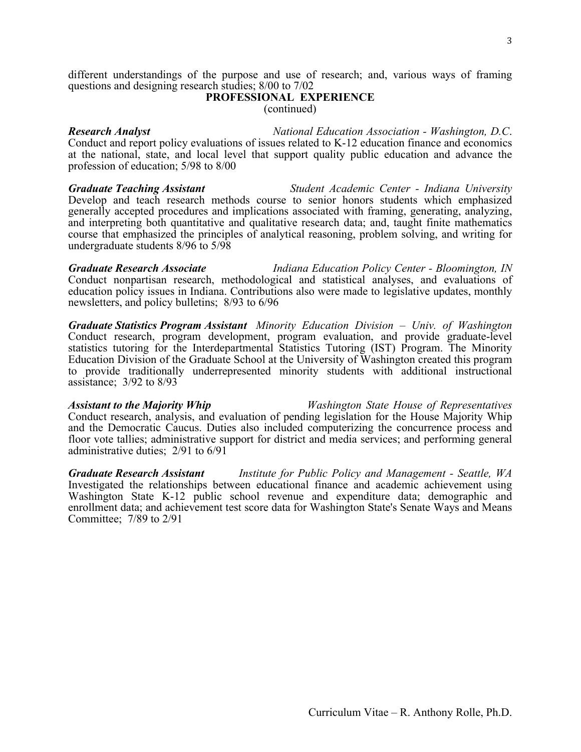different understandings of the purpose and use of research; and, various ways of framing questions and designing research studies; 8/00 to 7/02

## PROFESSIONAL EXPERIENCE
(continued)

***Research Analyst*** *National Education Association - Washington, D.C.*
Conduct and report policy evaluations of issues related to K-12 education finance and economics at the national, state, and local level that support quality public education and advance the profession of education; 5/98 to 8/00

***Graduate Teaching Assistant*** *Student Academic Center - Indiana University*
Develop and teach research methods course to senior honors students which emphasized generally accepted procedures and implications associated with framing, generating, analyzing, and interpreting both quantitative and qualitative research data; and, taught finite mathematics course that emphasized the principles of analytical reasoning, problem solving, and writing for undergraduate students 8/96 to 5/98

***Graduate Research Associate*** *Indiana Education Policy Center - Bloomington, IN*
Conduct nonpartisan research, methodological and statistical analyses, and evaluations of education policy issues in Indiana. Contributions also were made to legislative updates, monthly newsletters, and policy bulletins; 8/93 to 6/96

***Graduate Statistics Program Assistant*** *Minority Education Division – Univ. of Washington*
Conduct research, program development, program evaluation, and provide graduate-level statistics tutoring for the Interdepartmental Statistics Tutoring (IST) Program. The Minority Education Division of the Graduate School at the University of Washington created this program to provide traditionally underrepresented minority students with additional instructional assistance; 3/92 to 8/93

***Assistant to the Majority Whip*** *Washington State House of Representatives*
Conduct research, analysis, and evaluation of pending legislation for the House Majority Whip and the Democratic Caucus. Duties also included computerizing the concurrence process and floor vote tallies; administrative support for district and media services; and performing general administrative duties; 2/91 to 6/91

***Graduate Research Assistant*** *Institute for Public Policy and Management - Seattle, WA*
Investigated the relationships between educational finance and academic achievement using Washington State K-12 public school revenue and expenditure data; demographic and enrollment data; and achievement test score data for Washington State's Senate Ways and Means Committee; 7/89 to 2/91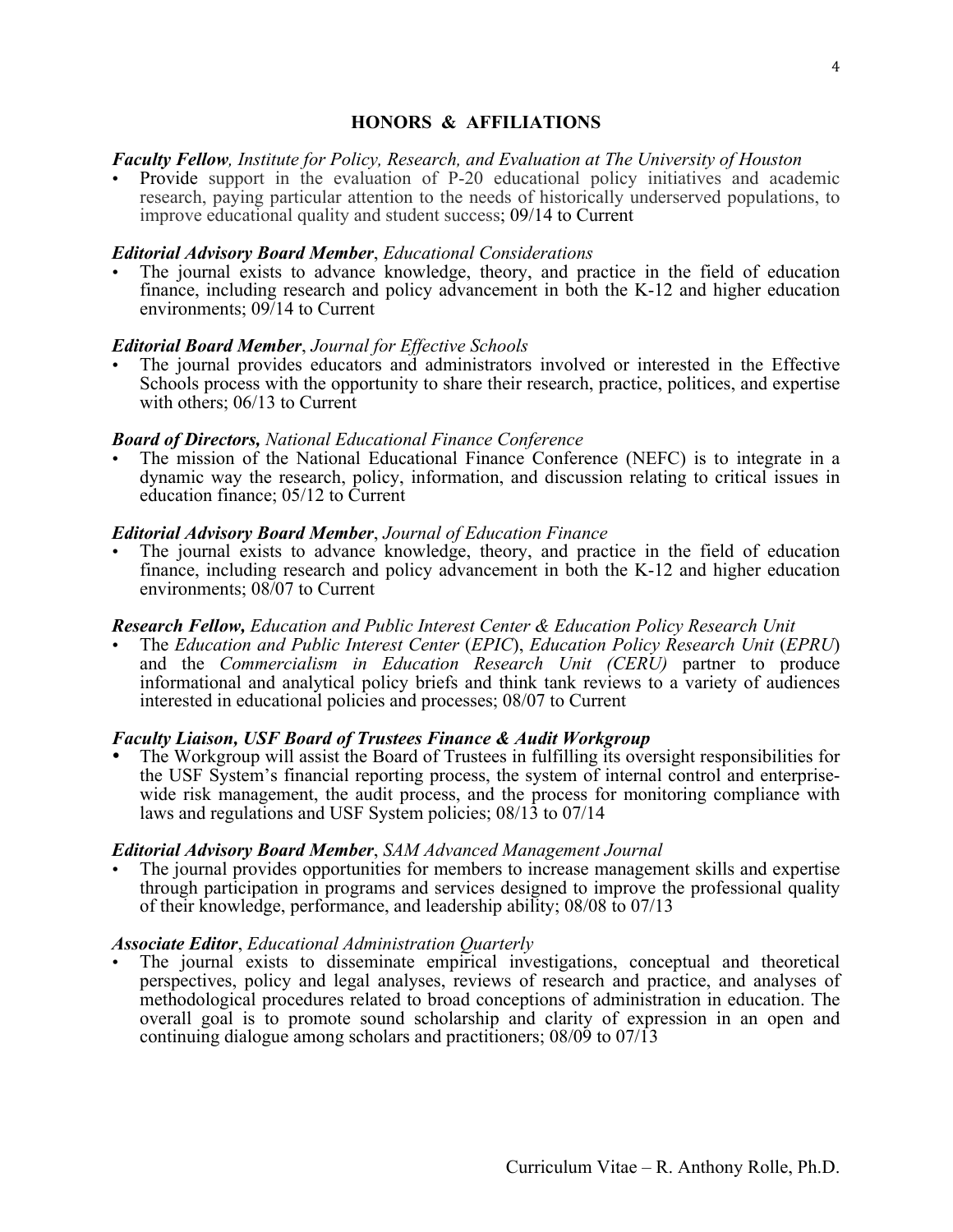## HONORS & AFFILIATIONS

***Faculty Fellow****, Institute for Policy, Research, and Evaluation at The University of Houston*

- Provide support in the evaluation of P-20 educational policy initiatives and academic research, paying particular attention to the needs of historically underserved populations, to improve educational quality and student success; 09/14 to Current

***Editorial Advisory Board Member***, *Educational Considerations*

- The journal exists to advance knowledge, theory, and practice in the field of education finance, including research and policy advancement in both the K-12 and higher education environments; 09/14 to Current

***Editorial Board Member***, *Journal for Effective Schools*

- The journal provides educators and administrators involved or interested in the Effective Schools process with the opportunity to share their research, practice, politices, and expertise with others; 06/13 to Current

***Board of Directors,*** *National Educational Finance Conference*

- The mission of the National Educational Finance Conference (NEFC) is to integrate in a dynamic way the research, policy, information, and discussion relating to critical issues in education finance; 05/12 to Current

***Editorial Advisory Board Member***, *Journal of Education Finance*

- The journal exists to advance knowledge, theory, and practice in the field of education finance, including research and policy advancement in both the K-12 and higher education environments; 08/07 to Current

***Research Fellow,*** *Education and Public Interest Center & Education Policy Research Unit*

- The *Education and Public Interest Center* (*EPIC*), *Education Policy Research Unit* (*EPRU*) and the *Commercialism in Education Research Unit (CERU)* partner to produce informational and analytical policy briefs and think tank reviews to a variety of audiences interested in educational policies and processes; 08/07 to Current

***Faculty Liaison, USF Board of Trustees Finance & Audit Workgroup***

- The Workgroup will assist the Board of Trustees in fulfilling its oversight responsibilities for the USF System's financial reporting process, the system of internal control and enterprise-wide risk management, the audit process, and the process for monitoring compliance with laws and regulations and USF System policies; 08/13 to 07/14

***Editorial Advisory Board Member***, *SAM Advanced Management Journal*

- The journal provides opportunities for members to increase management skills and expertise through participation in programs and services designed to improve the professional quality of their knowledge, performance, and leadership ability; 08/08 to 07/13

***Associate Editor***, *Educational Administration Quarterly*

- The journal exists to disseminate empirical investigations, conceptual and theoretical perspectives, policy and legal analyses, reviews of research and practice, and analyses of methodological procedures related to broad conceptions of administration in education. The overall goal is to promote sound scholarship and clarity of expression in an open and continuing dialogue among scholars and practitioners; 08/09 to 07/13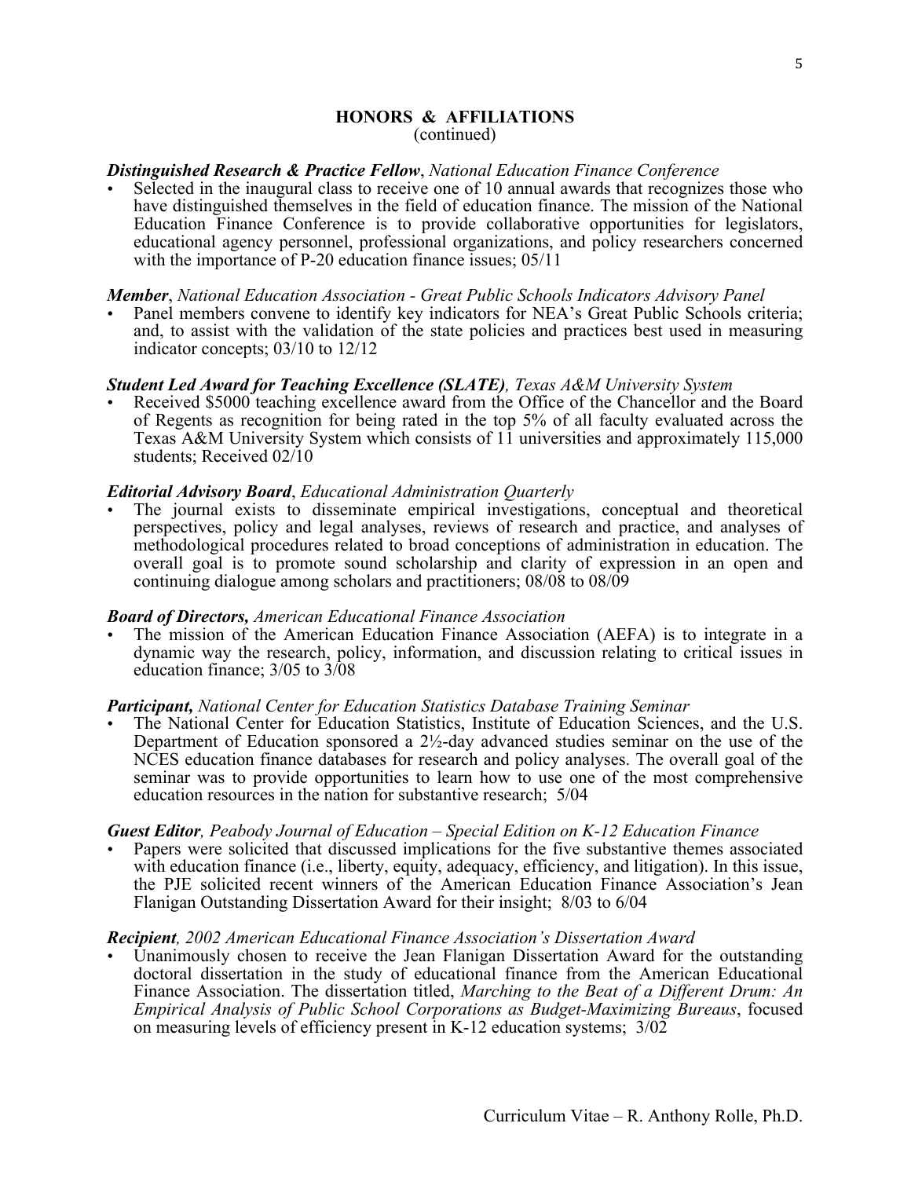## HONORS & AFFILIATIONS
(continued)

***Distinguished Research & Practice Fellow**, National Education Finance Conference*

- Selected in the inaugural class to receive one of 10 annual awards that recognizes those who have distinguished themselves in the field of education finance. The mission of the National Education Finance Conference is to provide collaborative opportunities for legislators, educational agency personnel, professional organizations, and policy researchers concerned with the importance of P-20 education finance issues; 05/11

***Member**, National Education Association - Great Public Schools Indicators Advisory Panel*

- Panel members convene to identify key indicators for NEA's Great Public Schools criteria; and, to assist with the validation of the state policies and practices best used in measuring indicator concepts; 03/10 to 12/12

***Student Led Award for Teaching Excellence (SLATE)**, Texas A&M University System*

- Received $5000 teaching excellence award from the Office of the Chancellor and the Board of Regents as recognition for being rated in the top 5% of all faculty evaluated across the Texas A&M University System which consists of 11 universities and approximately 115,000 students; Received 02/10

***Editorial Advisory Board**, Educational Administration Quarterly*

- The journal exists to disseminate empirical investigations, conceptual and theoretical perspectives, policy and legal analyses, reviews of research and practice, and analyses of methodological procedures related to broad conceptions of administration in education. The overall goal is to promote sound scholarship and clarity of expression in an open and continuing dialogue among scholars and practitioners; 08/08 to 08/09

***Board of Directors,** American Educational Finance Association*

- The mission of the American Education Finance Association (AEFA) is to integrate in a dynamic way the research, policy, information, and discussion relating to critical issues in education finance; 3/05 to 3/08

***Participant,** National Center for Education Statistics Database Training Seminar*

- The National Center for Education Statistics, Institute of Education Sciences, and the U.S. Department of Education sponsored a 2½-day advanced studies seminar on the use of the NCES education finance databases for research and policy analyses. The overall goal of the seminar was to provide opportunities to learn how to use one of the most comprehensive education resources in the nation for substantive research; 5/04

***Guest Editor**, Peabody Journal of Education – Special Edition on K-12 Education Finance*

- Papers were solicited that discussed implications for the five substantive themes associated with education finance (i.e., liberty, equity, adequacy, efficiency, and litigation). In this issue, the PJE solicited recent winners of the American Education Finance Association's Jean Flanigan Outstanding Dissertation Award for their insight; 8/03 to 6/04

***Recipient**, 2002 American Educational Finance Association's Dissertation Award*

- Unanimously chosen to receive the Jean Flanigan Dissertation Award for the outstanding doctoral dissertation in the study of educational finance from the American Educational Finance Association. The dissertation titled, *Marching to the Beat of a Different Drum: An Empirical Analysis of Public School Corporations as Budget-Maximizing Bureaus*, focused on measuring levels of efficiency present in K-12 education systems; 3/02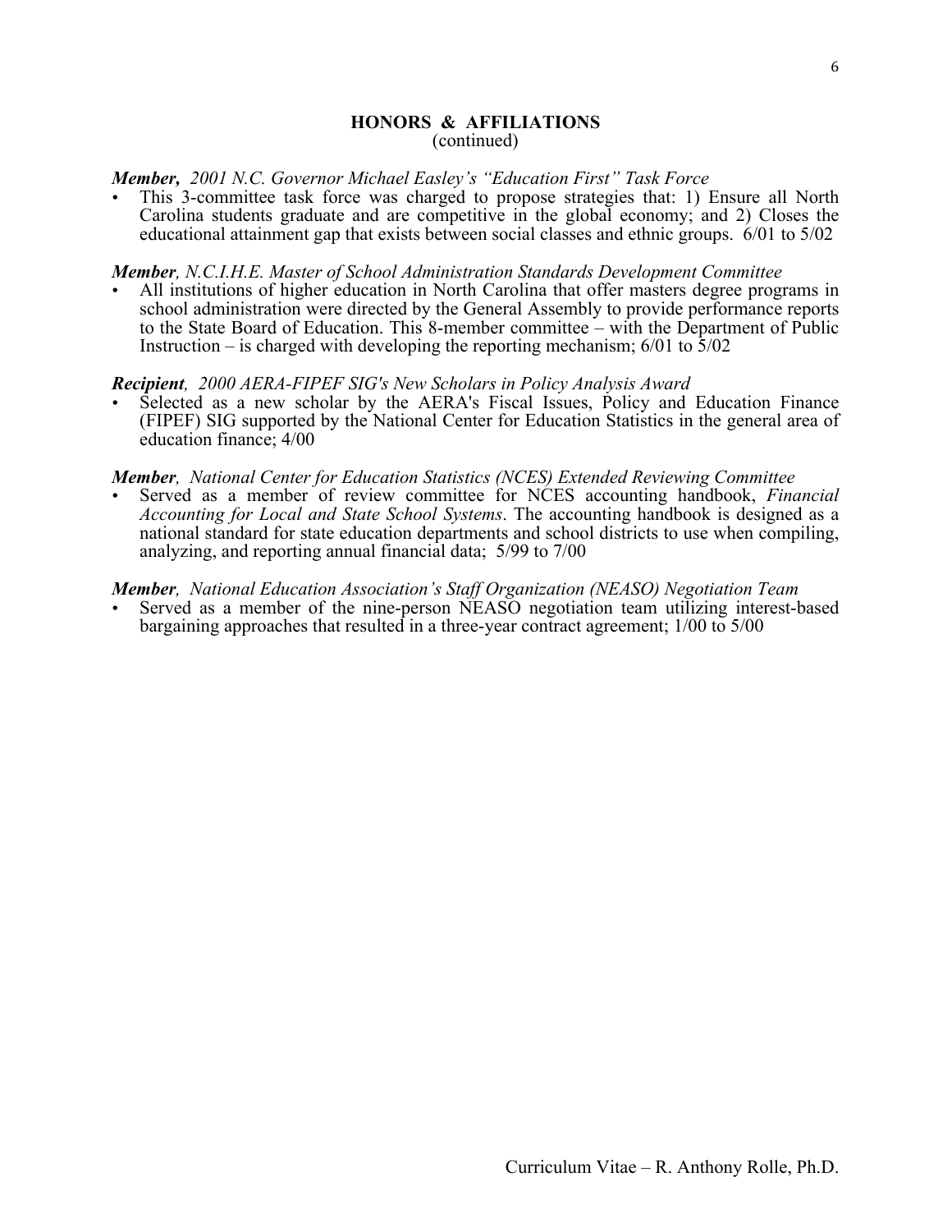## HONORS & AFFILIATIONS
(continued)

***Member**, 2001 N.C. Governor Michael Easley's "Education First" Task Force*

- This 3-committee task force was charged to propose strategies that: 1) Ensure all North Carolina students graduate and are competitive in the global economy; and 2) Closes the educational attainment gap that exists between social classes and ethnic groups. 6/01 to 5/02

***Member**, N.C.I.H.E. Master of School Administration Standards Development Committee*

- All institutions of higher education in North Carolina that offer masters degree programs in school administration were directed by the General Assembly to provide performance reports to the State Board of Education. This 8-member committee – with the Department of Public Instruction – is charged with developing the reporting mechanism; 6/01 to 5/02

***Recipient**, 2000 AERA-FIPEF SIG's New Scholars in Policy Analysis Award*

- Selected as a new scholar by the AERA's Fiscal Issues, Policy and Education Finance (FIPEF) SIG supported by the National Center for Education Statistics in the general area of education finance; 4/00

***Member**, National Center for Education Statistics (NCES) Extended Reviewing Committee*

- Served as a member of review committee for NCES accounting handbook, *Financial Accounting for Local and State School Systems*. The accounting handbook is designed as a national standard for state education departments and school districts to use when compiling, analyzing, and reporting annual financial data; 5/99 to 7/00

***Member**, National Education Association's Staff Organization (NEASO) Negotiation Team*

- Served as a member of the nine-person NEASO negotiation team utilizing interest-based bargaining approaches that resulted in a three-year contract agreement; 1/00 to 5/00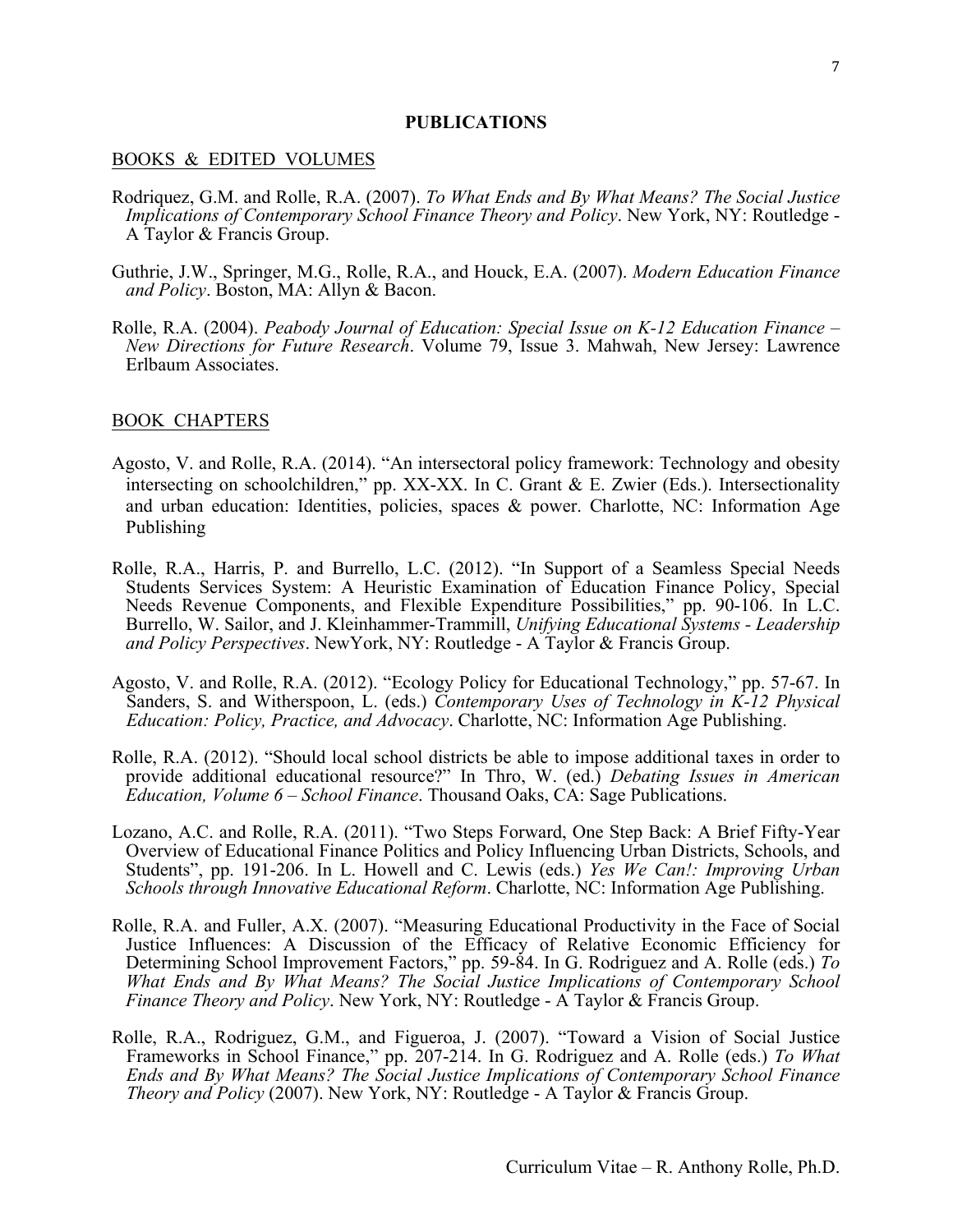# PUBLICATIONS

## BOOKS & EDITED VOLUMES

Rodriquez, G.M. and Rolle, R.A. (2007). *To What Ends and By What Means? The Social Justice Implications of Contemporary School Finance Theory and Policy*. New York, NY: Routledge - A Taylor & Francis Group.

Guthrie, J.W., Springer, M.G., Rolle, R.A., and Houck, E.A. (2007). *Modern Education Finance and Policy*. Boston, MA: Allyn & Bacon.

Rolle, R.A. (2004). *Peabody Journal of Education: Special Issue on K-12 Education Finance – New Directions for Future Research*. Volume 79, Issue 3. Mahwah, New Jersey: Lawrence Erlbaum Associates.

## BOOK CHAPTERS

Agosto, V. and Rolle, R.A. (2014). "An intersectoral policy framework: Technology and obesity intersecting on schoolchildren," pp. XX-XX. In C. Grant & E. Zwier (Eds.). Intersectionality and urban education: Identities, policies, spaces & power. Charlotte, NC: Information Age Publishing

Rolle, R.A., Harris, P. and Burrello, L.C. (2012). "In Support of a Seamless Special Needs Students Services System: A Heuristic Examination of Education Finance Policy, Special Needs Revenue Components, and Flexible Expenditure Possibilities," pp. 90-106. In L.C. Burrello, W. Sailor, and J. Kleinhammer-Trammill, *Unifying Educational Systems - Leadership and Policy Perspectives*. NewYork, NY: Routledge - A Taylor & Francis Group.

Agosto, V. and Rolle, R.A. (2012). "Ecology Policy for Educational Technology," pp. 57-67. In Sanders, S. and Witherspoon, L. (eds.) *Contemporary Uses of Technology in K-12 Physical Education: Policy, Practice, and Advocacy*. Charlotte, NC: Information Age Publishing.

Rolle, R.A. (2012). "Should local school districts be able to impose additional taxes in order to provide additional educational resource?" In Thro, W. (ed.) *Debating Issues in American Education, Volume 6 – School Finance*. Thousand Oaks, CA: Sage Publications.

Lozano, A.C. and Rolle, R.A. (2011). "Two Steps Forward, One Step Back: A Brief Fifty-Year Overview of Educational Finance Politics and Policy Influencing Urban Districts, Schools, and Students", pp. 191-206. In L. Howell and C. Lewis (eds.) *Yes We Can!: Improving Urban Schools through Innovative Educational Reform*. Charlotte, NC: Information Age Publishing.

Rolle, R.A. and Fuller, A.X. (2007). "Measuring Educational Productivity in the Face of Social Justice Influences: A Discussion of the Efficacy of Relative Economic Efficiency for Determining School Improvement Factors," pp. 59-84. In G. Rodriguez and A. Rolle (eds.) *To What Ends and By What Means? The Social Justice Implications of Contemporary School Finance Theory and Policy*. New York, NY: Routledge - A Taylor & Francis Group.

Rolle, R.A., Rodriguez, G.M., and Figueroa, J. (2007). "Toward a Vision of Social Justice Frameworks in School Finance," pp. 207-214. In G. Rodriguez and A. Rolle (eds.) *To What Ends and By What Means? The Social Justice Implications of Contemporary School Finance Theory and Policy* (2007). New York, NY: Routledge - A Taylor & Francis Group.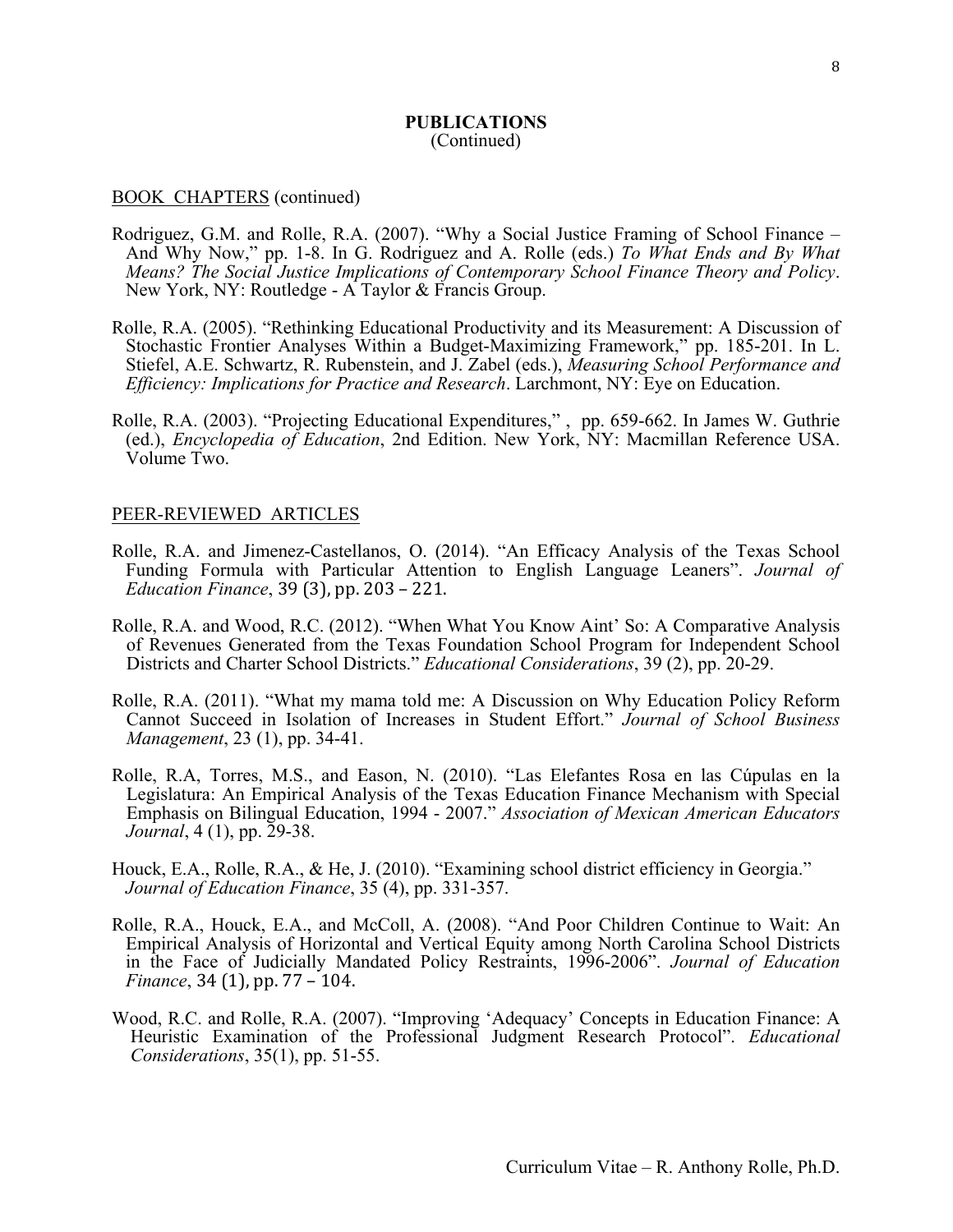# PUBLICATIONS
(Continued)

BOOK CHAPTERS (continued)

Rodriguez, G.M. and Rolle, R.A. (2007). "Why a Social Justice Framing of School Finance – And Why Now," pp. 1-8. In G. Rodriguez and A. Rolle (eds.) *To What Ends and By What Means? The Social Justice Implications of Contemporary School Finance Theory and Policy*. New York, NY: Routledge - A Taylor & Francis Group.

Rolle, R.A. (2005). "Rethinking Educational Productivity and its Measurement: A Discussion of Stochastic Frontier Analyses Within a Budget-Maximizing Framework," pp. 185-201. In L. Stiefel, A.E. Schwartz, R. Rubenstein, and J. Zabel (eds.), *Measuring School Performance and Efficiency: Implications for Practice and Research*. Larchmont, NY: Eye on Education.

Rolle, R.A. (2003). "Projecting Educational Expenditures," , pp. 659-662. In James W. Guthrie (ed.), *Encyclopedia of Education*, 2nd Edition. New York, NY: Macmillan Reference USA. Volume Two.

PEER-REVIEWED ARTICLES

Rolle, R.A. and Jimenez-Castellanos, O. (2014). "An Efficacy Analysis of the Texas School Funding Formula with Particular Attention to English Language Leaners". *Journal of Education Finance*, 39 (3), pp. 203 – 221.

Rolle, R.A. and Wood, R.C. (2012). "When What You Know Aint' So: A Comparative Analysis of Revenues Generated from the Texas Foundation School Program for Independent School Districts and Charter School Districts." *Educational Considerations*, 39 (2), pp. 20-29.

Rolle, R.A. (2011). "What my mama told me: A Discussion on Why Education Policy Reform Cannot Succeed in Isolation of Increases in Student Effort." *Journal of School Business Management*, 23 (1), pp. 34-41.

Rolle, R.A, Torres, M.S., and Eason, N. (2010). "Las Elefantes Rosa en las Cúpulas en la Legislatura: An Empirical Analysis of the Texas Education Finance Mechanism with Special Emphasis on Bilingual Education, 1994 - 2007." *Association of Mexican American Educators Journal*, 4 (1), pp. 29-38.

Houck, E.A., Rolle, R.A., & He, J. (2010). "Examining school district efficiency in Georgia." *Journal of Education Finance*, 35 (4), pp. 331-357.

Rolle, R.A., Houck, E.A., and McColl, A. (2008). "And Poor Children Continue to Wait: An Empirical Analysis of Horizontal and Vertical Equity among North Carolina School Districts in the Face of Judicially Mandated Policy Restraints, 1996-2006". *Journal of Education Finance*, 34 (1), pp. 77 – 104.

Wood, R.C. and Rolle, R.A. (2007). "Improving 'Adequacy' Concepts in Education Finance: A Heuristic Examination of the Professional Judgment Research Protocol". *Educational Considerations*, 35(1), pp. 51-55.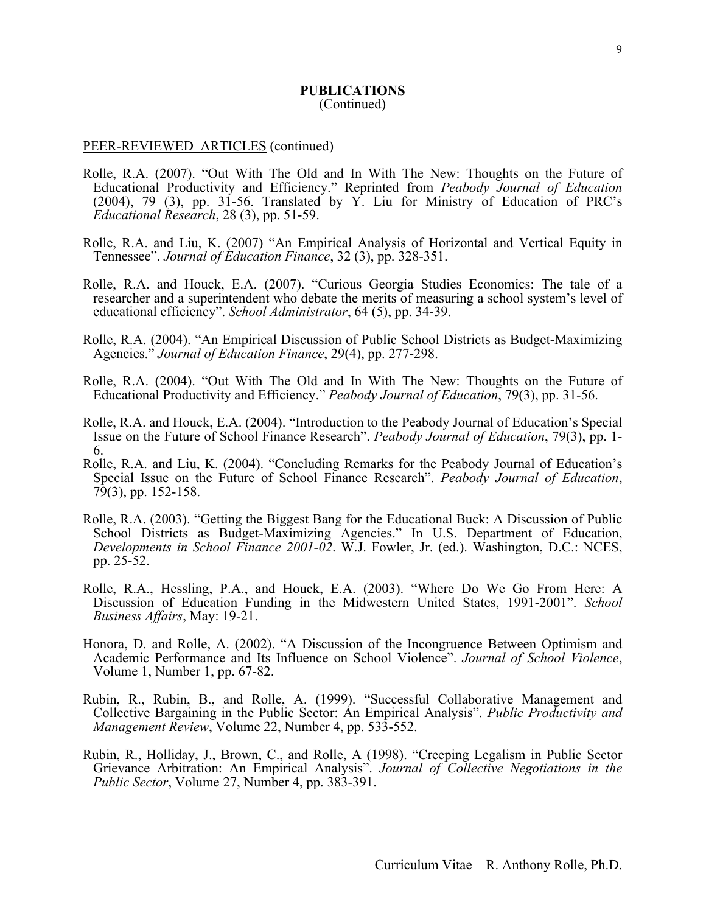**PUBLICATIONS**
(Continued)

PEER-REVIEWED ARTICLES (continued)

Rolle, R.A. (2007). "Out With The Old and In With The New: Thoughts on the Future of Educational Productivity and Efficiency." Reprinted from *Peabody Journal of Education* (2004), 79 (3), pp. 31-56. Translated by Y. Liu for Ministry of Education of PRC's *Educational Research*, 28 (3), pp. 51-59.

Rolle, R.A. and Liu, K. (2007) "An Empirical Analysis of Horizontal and Vertical Equity in Tennessee". *Journal of Education Finance*, 32 (3), pp. 328-351.

Rolle, R.A. and Houck, E.A. (2007). "Curious Georgia Studies Economics: The tale of a researcher and a superintendent who debate the merits of measuring a school system's level of educational efficiency". *School Administrator*, 64 (5), pp. 34-39.

Rolle, R.A. (2004). "An Empirical Discussion of Public School Districts as Budget-Maximizing Agencies." *Journal of Education Finance*, 29(4), pp. 277-298.

Rolle, R.A. (2004). "Out With The Old and In With The New: Thoughts on the Future of Educational Productivity and Efficiency." *Peabody Journal of Education*, 79(3), pp. 31-56.

Rolle, R.A. and Houck, E.A. (2004). "Introduction to the Peabody Journal of Education's Special Issue on the Future of School Finance Research". *Peabody Journal of Education*, 79(3), pp. 1-6.

Rolle, R.A. and Liu, K. (2004). "Concluding Remarks for the Peabody Journal of Education's Special Issue on the Future of School Finance Research". *Peabody Journal of Education*, 79(3), pp. 152-158.

Rolle, R.A. (2003). "Getting the Biggest Bang for the Educational Buck: A Discussion of Public School Districts as Budget-Maximizing Agencies." In U.S. Department of Education, *Developments in School Finance 2001-02*. W.J. Fowler, Jr. (ed.). Washington, D.C.: NCES, pp. 25-52.

Rolle, R.A., Hessling, P.A., and Houck, E.A. (2003). "Where Do We Go From Here: A Discussion of Education Funding in the Midwestern United States, 1991-2001". *School Business Affairs*, May: 19-21.

Honora, D. and Rolle, A. (2002). "A Discussion of the Incongruence Between Optimism and Academic Performance and Its Influence on School Violence". *Journal of School Violence*, Volume 1, Number 1, pp. 67-82.

Rubin, R., Rubin, B., and Rolle, A. (1999). "Successful Collaborative Management and Collective Bargaining in the Public Sector: An Empirical Analysis". *Public Productivity and Management Review*, Volume 22, Number 4, pp. 533-552.

Rubin, R., Holliday, J., Brown, C., and Rolle, A (1998). "Creeping Legalism in Public Sector Grievance Arbitration: An Empirical Analysis". *Journal of Collective Negotiations in the Public Sector*, Volume 27, Number 4, pp. 383-391.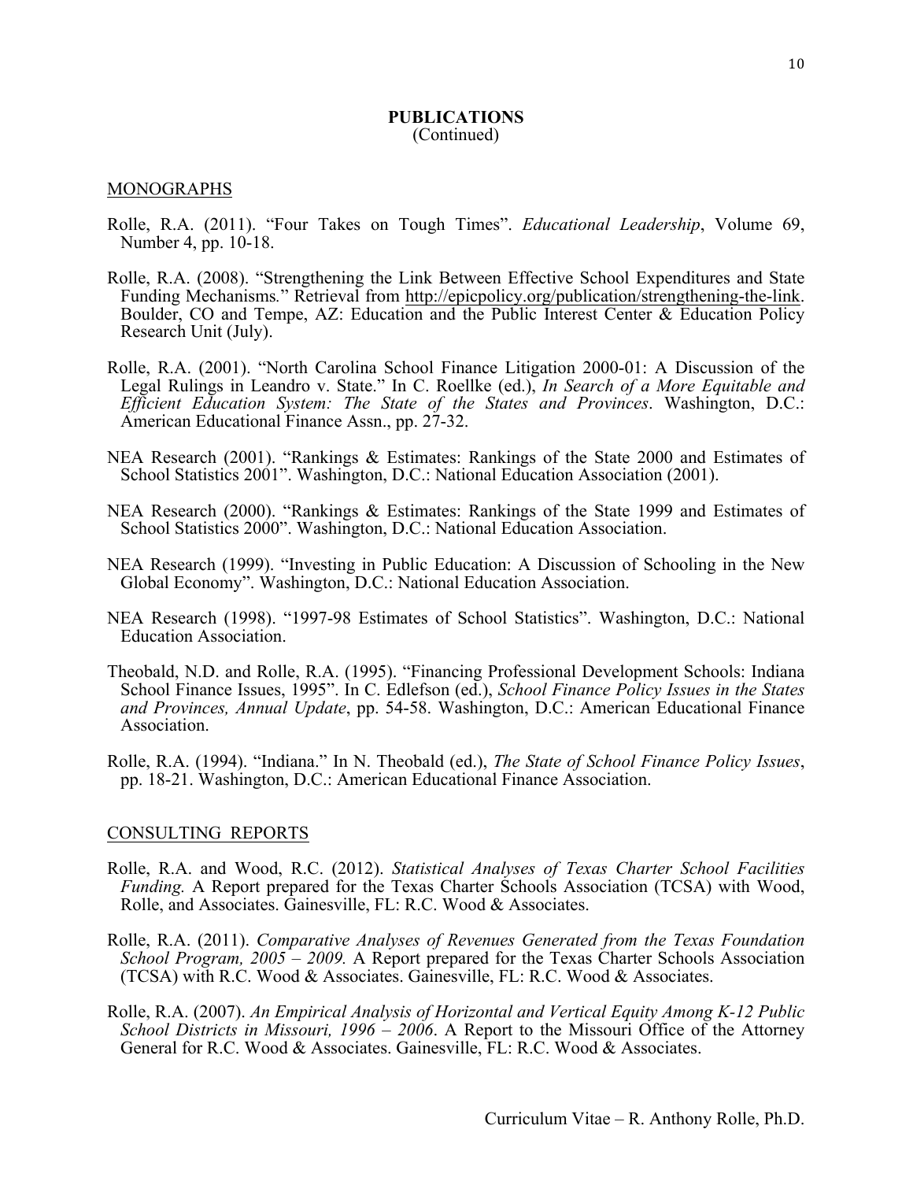## PUBLICATIONS
(Continued)

### MONOGRAPHS

Rolle, R.A. (2011). "Four Takes on Tough Times". *Educational Leadership*, Volume 69, Number 4, pp. 10-18.

Rolle, R.A. (2008). "Strengthening the Link Between Effective School Expenditures and State Funding Mechanisms." Retrieval from http://epicpolicy.org/publication/strengthening-the-link. Boulder, CO and Tempe, AZ: Education and the Public Interest Center & Education Policy Research Unit (July).

Rolle, R.A. (2001). "North Carolina School Finance Litigation 2000-01: A Discussion of the Legal Rulings in Leandro v. State." In C. Roellke (ed.), *In Search of a More Equitable and Efficient Education System: The State of the States and Provinces*. Washington, D.C.: American Educational Finance Assn., pp. 27-32.

NEA Research (2001). "Rankings & Estimates: Rankings of the State 2000 and Estimates of School Statistics 2001". Washington, D.C.: National Education Association (2001).

NEA Research (2000). "Rankings & Estimates: Rankings of the State 1999 and Estimates of School Statistics 2000". Washington, D.C.: National Education Association.

NEA Research (1999). "Investing in Public Education: A Discussion of Schooling in the New Global Economy". Washington, D.C.: National Education Association.

NEA Research (1998). "1997-98 Estimates of School Statistics". Washington, D.C.: National Education Association.

Theobald, N.D. and Rolle, R.A. (1995). "Financing Professional Development Schools: Indiana School Finance Issues, 1995". In C. Edlefson (ed.), *School Finance Policy Issues in the States and Provinces, Annual Update*, pp. 54-58. Washington, D.C.: American Educational Finance Association.

Rolle, R.A. (1994). "Indiana." In N. Theobald (ed.), *The State of School Finance Policy Issues*, pp. 18-21. Washington, D.C.: American Educational Finance Association.

### CONSULTING REPORTS

Rolle, R.A. and Wood, R.C. (2012). *Statistical Analyses of Texas Charter School Facilities Funding.* A Report prepared for the Texas Charter Schools Association (TCSA) with Wood, Rolle, and Associates. Gainesville, FL: R.C. Wood & Associates.

Rolle, R.A. (2011). *Comparative Analyses of Revenues Generated from the Texas Foundation School Program, 2005 – 2009.* A Report prepared for the Texas Charter Schools Association (TCSA) with R.C. Wood & Associates. Gainesville, FL: R.C. Wood & Associates.

Rolle, R.A. (2007). *An Empirical Analysis of Horizontal and Vertical Equity Among K-12 Public School Districts in Missouri, 1996 – 2006*. A Report to the Missouri Office of the Attorney General for R.C. Wood & Associates. Gainesville, FL: R.C. Wood & Associates.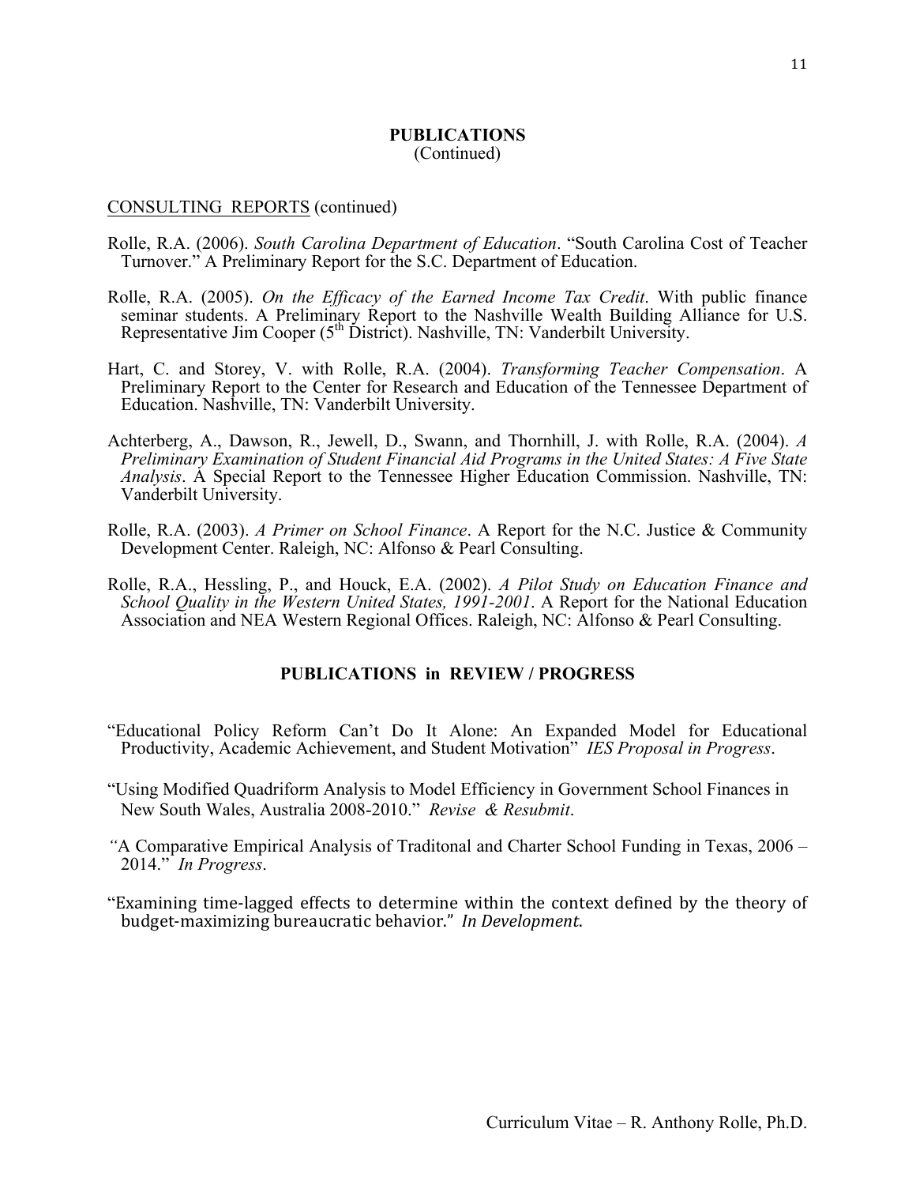## PUBLICATIONS
(Continued)

CONSULTING REPORTS (continued)

Rolle, R.A. (2006). *South Carolina Department of Education*. "South Carolina Cost of Teacher Turnover." A Preliminary Report for the S.C. Department of Education.

Rolle, R.A. (2005). *On the Efficacy of the Earned Income Tax Credit*. With public finance seminar students. A Preliminary Report to the Nashville Wealth Building Alliance for U.S. Representative Jim Cooper (5th District). Nashville, TN: Vanderbilt University.

Hart, C. and Storey, V. with Rolle, R.A. (2004). *Transforming Teacher Compensation*. A Preliminary Report to the Center for Research and Education of the Tennessee Department of Education. Nashville, TN: Vanderbilt University.

Achterberg, A., Dawson, R., Jewell, D., Swann, and Thornhill, J. with Rolle, R.A. (2004). *A Preliminary Examination of Student Financial Aid Programs in the United States: A Five State Analysis*. A Special Report to the Tennessee Higher Education Commission. Nashville, TN: Vanderbilt University.

Rolle, R.A. (2003). *A Primer on School Finance*. A Report for the N.C. Justice & Community Development Center. Raleigh, NC: Alfonso & Pearl Consulting.

Rolle, R.A., Hessling, P., and Houck, E.A. (2002). *A Pilot Study on Education Finance and School Quality in the Western United States, 1991-2001*. A Report for the National Education Association and NEA Western Regional Offices. Raleigh, NC: Alfonso & Pearl Consulting.

## PUBLICATIONS in REVIEW / PROGRESS

"Educational Policy Reform Can't Do It Alone: An Expanded Model for Educational Productivity, Academic Achievement, and Student Motivation" *IES Proposal in Progress*.

"Using Modified Quadriform Analysis to Model Efficiency in Government School Finances in New South Wales, Australia 2008-2010." *Revise & Resubmit*.

"A Comparative Empirical Analysis of Traditonal and Charter School Funding in Texas, 2006 – 2014." *In Progress*.

"Examining time-lagged effects to determine within the context defined by the theory of budget-maximizing bureaucratic behavior." *In Development*.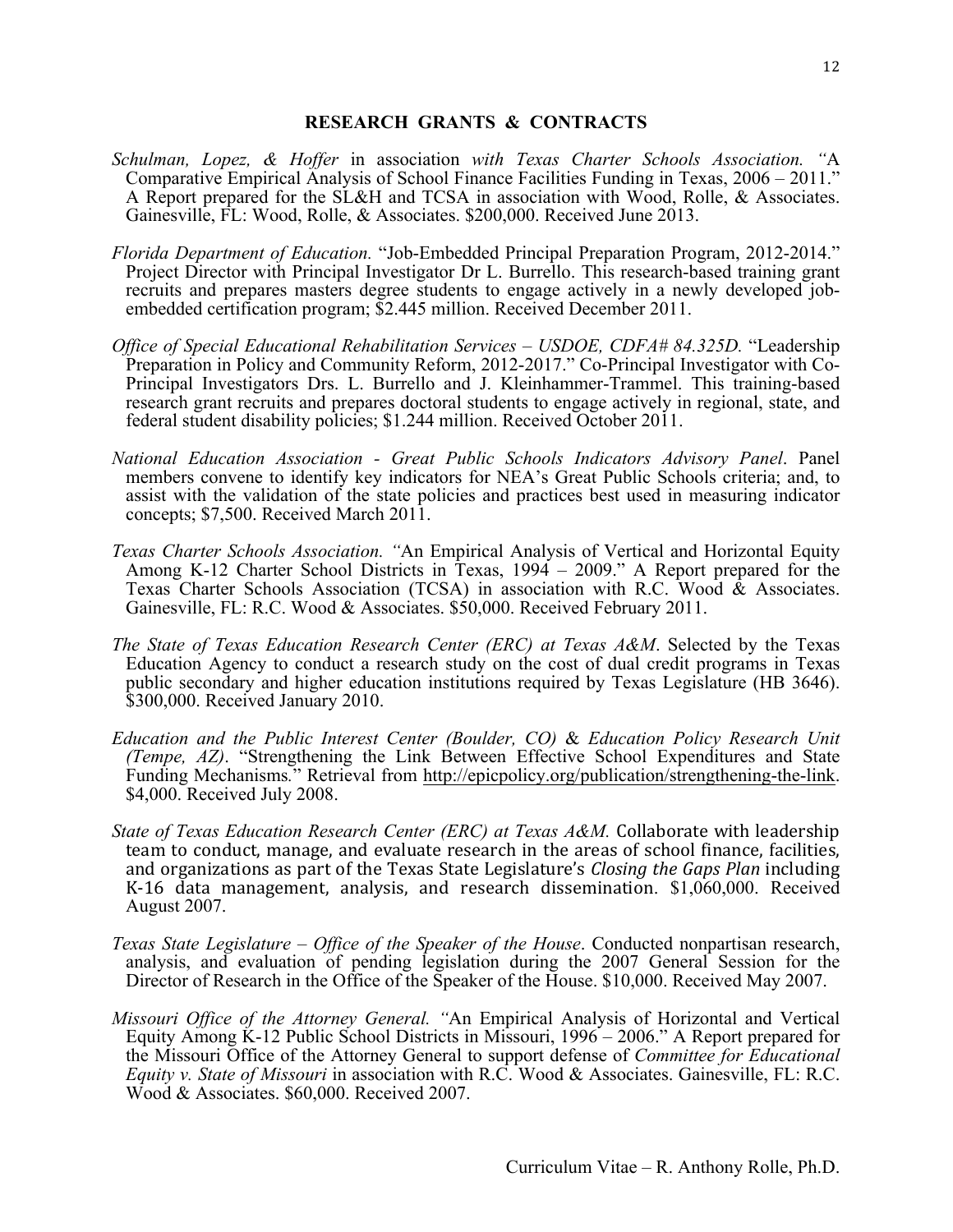## RESEARCH GRANTS & CONTRACTS

*Schulman, Lopez, & Hoffer* in association *with Texas Charter Schools Association. "*A Comparative Empirical Analysis of School Finance Facilities Funding in Texas, 2006 – 2011." A Report prepared for the SL&H and TCSA in association with Wood, Rolle, & Associates. Gainesville, FL: Wood, Rolle, & Associates. $200,000. Received June 2013.

*Florida Department of Education.* "Job-Embedded Principal Preparation Program, 2012-2014." Project Director with Principal Investigator Dr L. Burrello. This research-based training grant recruits and prepares masters degree students to engage actively in a newly developed job-embedded certification program; $2.445 million. Received December 2011.

*Office of Special Educational Rehabilitation Services – USDOE, CDFA# 84.325D.* "Leadership Preparation in Policy and Community Reform, 2012-2017." Co-Principal Investigator with Co-Principal Investigators Drs. L. Burrello and J. Kleinhammer-Trammel. This training-based research grant recruits and prepares doctoral students to engage actively in regional, state, and federal student disability policies; $1.244 million. Received October 2011.

*National Education Association - Great Public Schools Indicators Advisory Panel*. Panel members convene to identify key indicators for NEA's Great Public Schools criteria; and, to assist with the validation of the state policies and practices best used in measuring indicator concepts; $7,500. Received March 2011.

*Texas Charter Schools Association. "*An Empirical Analysis of Vertical and Horizontal Equity Among K-12 Charter School Districts in Texas, 1994 – 2009." A Report prepared for the Texas Charter Schools Association (TCSA) in association with R.C. Wood & Associates. Gainesville, FL: R.C. Wood & Associates. $50,000. Received February 2011.

*The State of Texas Education Research Center (ERC) at Texas A&M*. Selected by the Texas Education Agency to conduct a research study on the cost of dual credit programs in Texas public secondary and higher education institutions required by Texas Legislature (HB 3646). $300,000. Received January 2010.

*Education and the Public Interest Center (Boulder, CO)* & *Education Policy Research Unit (Tempe, AZ)*. "Strengthening the Link Between Effective School Expenditures and State Funding Mechanisms." Retrieval from http://epicpolicy.org/publication/strengthening-the-link. $4,000. Received July 2008.

*State of Texas Education Research Center (ERC) at Texas A&M.* Collaborate with leadership team to conduct, manage, and evaluate research in the areas of school finance, facilities, and organizations as part of the Texas State Legislature's *Closing the Gaps Plan* including K-16 data management, analysis, and research dissemination. $1,060,000. Received August 2007.

*Texas State Legislature – Office of the Speaker of the House*. Conducted nonpartisan research, analysis, and evaluation of pending legislation during the 2007 General Session for the Director of Research in the Office of the Speaker of the House. $10,000. Received May 2007.

*Missouri Office of the Attorney General. "*An Empirical Analysis of Horizontal and Vertical Equity Among K-12 Public School Districts in Missouri, 1996 – 2006." A Report prepared for the Missouri Office of the Attorney General to support defense of *Committee for Educational Equity v. State of Missouri* in association with R.C. Wood & Associates. Gainesville, FL: R.C. Wood & Associates. $60,000. Received 2007.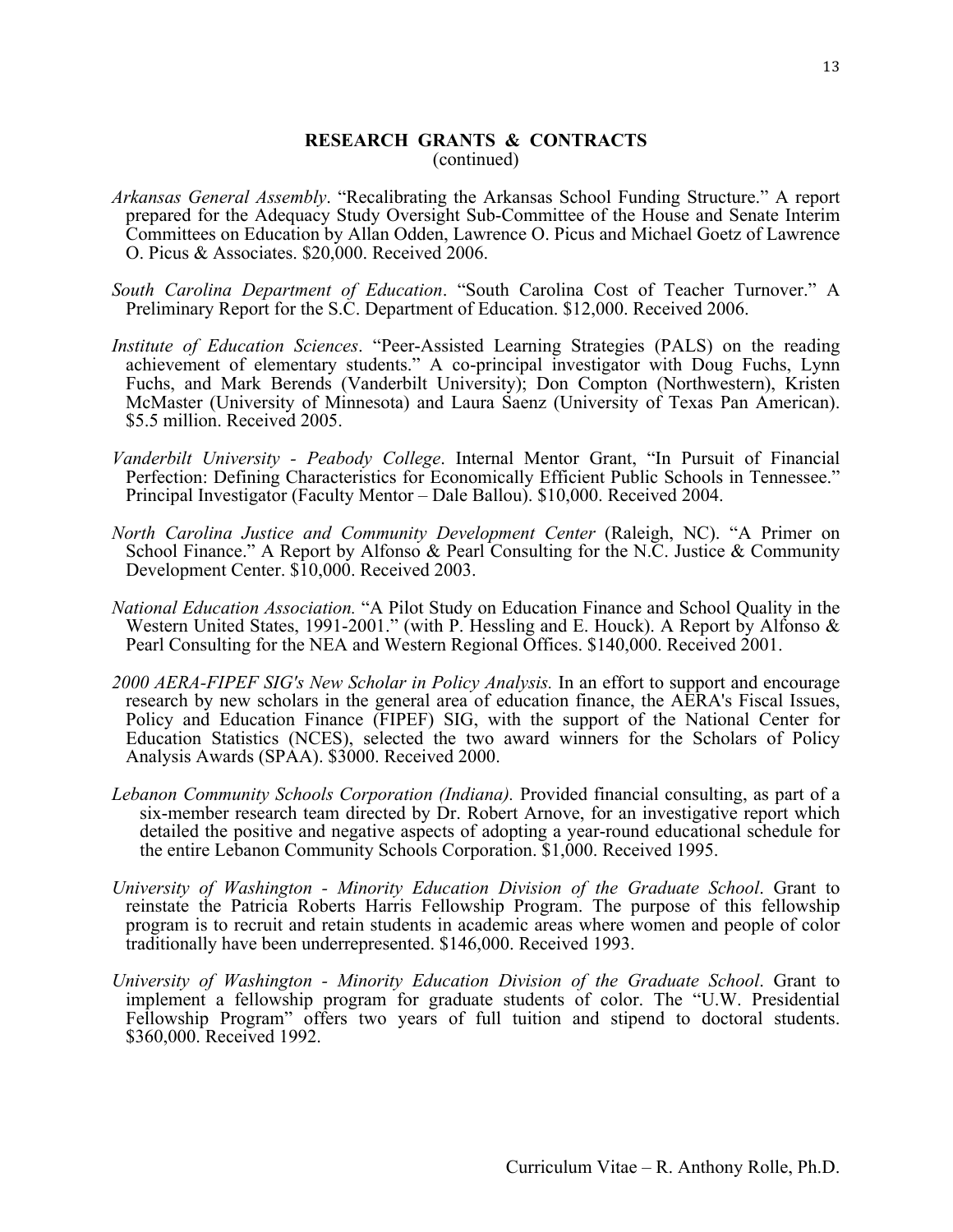**RESEARCH GRANTS & CONTRACTS**
(continued)

*Arkansas General Assembly*. "Recalibrating the Arkansas School Funding Structure." A report prepared for the Adequacy Study Oversight Sub-Committee of the House and Senate Interim Committees on Education by Allan Odden, Lawrence O. Picus and Michael Goetz of Lawrence O. Picus & Associates. $20,000. Received 2006.

*South Carolina Department of Education*. "South Carolina Cost of Teacher Turnover." A Preliminary Report for the S.C. Department of Education. $12,000. Received 2006.

*Institute of Education Sciences*. "Peer-Assisted Learning Strategies (PALS) on the reading achievement of elementary students." A co-principal investigator with Doug Fuchs, Lynn Fuchs, and Mark Berends (Vanderbilt University); Don Compton (Northwestern), Kristen McMaster (University of Minnesota) and Laura Saenz (University of Texas Pan American). $5.5 million. Received 2005.

*Vanderbilt University - Peabody College*. Internal Mentor Grant, "In Pursuit of Financial Perfection: Defining Characteristics for Economically Efficient Public Schools in Tennessee." Principal Investigator (Faculty Mentor – Dale Ballou). $10,000. Received 2004.

*North Carolina Justice and Community Development Center* (Raleigh, NC). "A Primer on School Finance." A Report by Alfonso & Pearl Consulting for the N.C. Justice & Community Development Center. $10,000. Received 2003.

*National Education Association.* "A Pilot Study on Education Finance and School Quality in the Western United States, 1991-2001." (with P. Hessling and E. Houck). A Report by Alfonso & Pearl Consulting for the NEA and Western Regional Offices. $140,000. Received 2001.

*2000 AERA-FIPEF SIG's New Scholar in Policy Analysis.* In an effort to support and encourage research by new scholars in the general area of education finance, the AERA's Fiscal Issues, Policy and Education Finance (FIPEF) SIG, with the support of the National Center for Education Statistics (NCES), selected the two award winners for the Scholars of Policy Analysis Awards (SPAA). $3000. Received 2000.

*Lebanon Community Schools Corporation (Indiana).* Provided financial consulting, as part of a six-member research team directed by Dr. Robert Arnove, for an investigative report which detailed the positive and negative aspects of adopting a year-round educational schedule for the entire Lebanon Community Schools Corporation. $1,000. Received 1995.

*University of Washington - Minority Education Division of the Graduate School*. Grant to reinstate the Patricia Roberts Harris Fellowship Program. The purpose of this fellowship program is to recruit and retain students in academic areas where women and people of color traditionally have been underrepresented. $146,000. Received 1993.

*University of Washington - Minority Education Division of the Graduate School*. Grant to implement a fellowship program for graduate students of color. The "U.W. Presidential Fellowship Program" offers two years of full tuition and stipend to doctoral students. $360,000. Received 1992.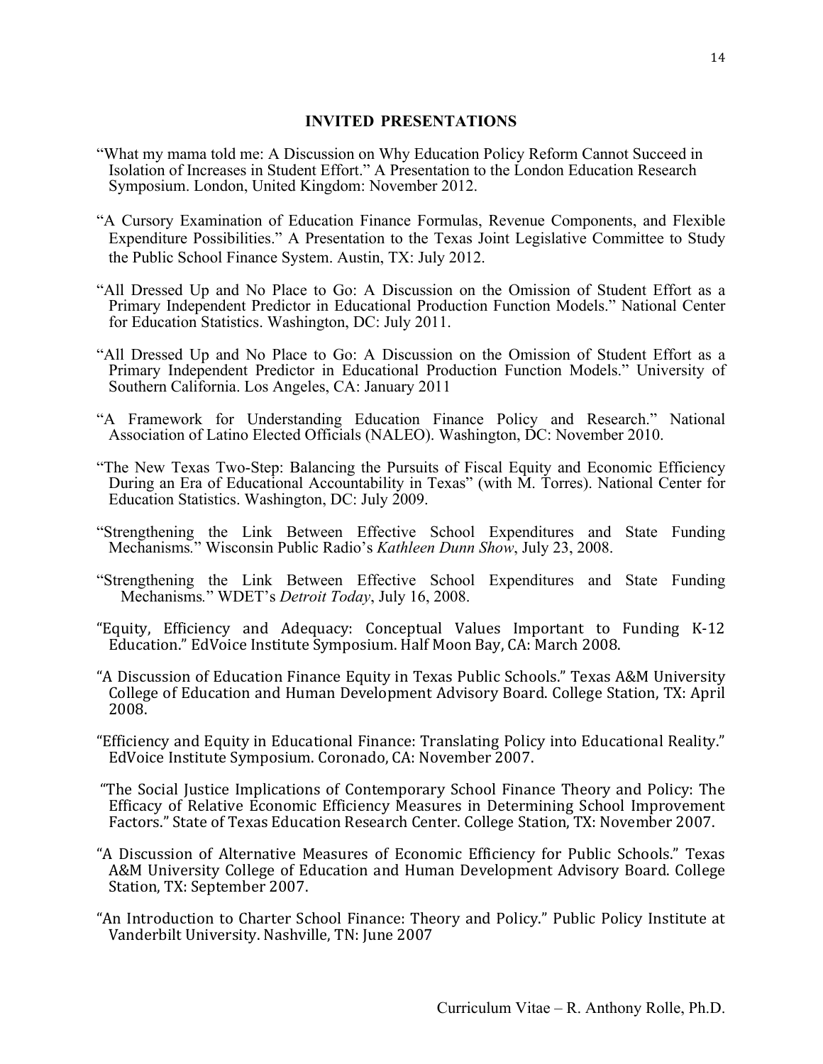## INVITED PRESENTATIONS

"What my mama told me: A Discussion on Why Education Policy Reform Cannot Succeed in Isolation of Increases in Student Effort." A Presentation to the London Education Research Symposium. London, United Kingdom: November 2012.

"A Cursory Examination of Education Finance Formulas, Revenue Components, and Flexible Expenditure Possibilities." A Presentation to the Texas Joint Legislative Committee to Study the Public School Finance System. Austin, TX: July 2012.

"All Dressed Up and No Place to Go: A Discussion on the Omission of Student Effort as a Primary Independent Predictor in Educational Production Function Models." National Center for Education Statistics. Washington, DC: July 2011.

"All Dressed Up and No Place to Go: A Discussion on the Omission of Student Effort as a Primary Independent Predictor in Educational Production Function Models." University of Southern California. Los Angeles, CA: January 2011

"A Framework for Understanding Education Finance Policy and Research." National Association of Latino Elected Officials (NALEO). Washington, DC: November 2010.

"The New Texas Two-Step: Balancing the Pursuits of Fiscal Equity and Economic Efficiency During an Era of Educational Accountability in Texas" (with M. Torres). National Center for Education Statistics. Washington, DC: July 2009.

"Strengthening the Link Between Effective School Expenditures and State Funding Mechanisms." Wisconsin Public Radio's *Kathleen Dunn Show*, July 23, 2008.

"Strengthening the Link Between Effective School Expenditures and State Funding Mechanisms." WDET's *Detroit Today*, July 16, 2008.

"Equity, Efficiency and Adequacy: Conceptual Values Important to Funding K-12 Education." EdVoice Institute Symposium. Half Moon Bay, CA: March 2008.

"A Discussion of Education Finance Equity in Texas Public Schools." Texas A&M University College of Education and Human Development Advisory Board. College Station, TX: April 2008.

"Efficiency and Equity in Educational Finance: Translating Policy into Educational Reality." EdVoice Institute Symposium. Coronado, CA: November 2007.

"The Social Justice Implications of Contemporary School Finance Theory and Policy: The Efficacy of Relative Economic Efficiency Measures in Determining School Improvement Factors." State of Texas Education Research Center. College Station, TX: November 2007.

"A Discussion of Alternative Measures of Economic Efficiency for Public Schools." Texas A&M University College of Education and Human Development Advisory Board. College Station, TX: September 2007.

"An Introduction to Charter School Finance: Theory and Policy." Public Policy Institute at Vanderbilt University. Nashville, TN: June 2007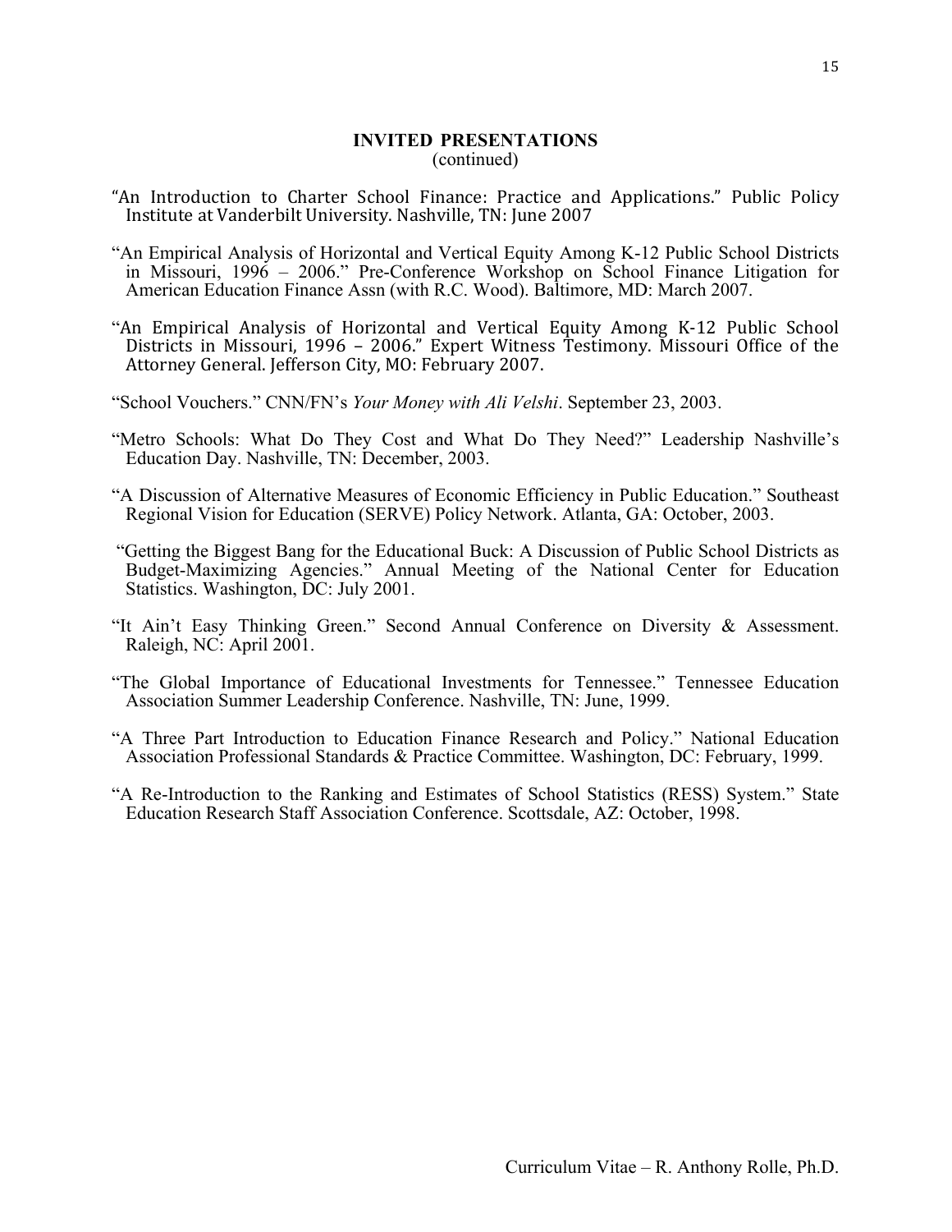## INVITED PRESENTATIONS
(continued)

"An Introduction to Charter School Finance: Practice and Applications." Public Policy Institute at Vanderbilt University. Nashville, TN: June 2007

"An Empirical Analysis of Horizontal and Vertical Equity Among K-12 Public School Districts in Missouri, 1996 – 2006." Pre-Conference Workshop on School Finance Litigation for American Education Finance Assn (with R.C. Wood). Baltimore, MD: March 2007.

"An Empirical Analysis of Horizontal and Vertical Equity Among K-12 Public School Districts in Missouri, 1996 – 2006." Expert Witness Testimony. Missouri Office of the Attorney General. Jefferson City, MO: February 2007.

"School Vouchers." CNN/FN's *Your Money with Ali Velshi*. September 23, 2003.

"Metro Schools: What Do They Cost and What Do They Need?" Leadership Nashville's Education Day. Nashville, TN: December, 2003.

"A Discussion of Alternative Measures of Economic Efficiency in Public Education." Southeast Regional Vision for Education (SERVE) Policy Network. Atlanta, GA: October, 2003.

"Getting the Biggest Bang for the Educational Buck: A Discussion of Public School Districts as Budget-Maximizing Agencies." Annual Meeting of the National Center for Education Statistics. Washington, DC: July 2001.

"It Ain't Easy Thinking Green." Second Annual Conference on Diversity & Assessment. Raleigh, NC: April 2001.

"The Global Importance of Educational Investments for Tennessee." Tennessee Education Association Summer Leadership Conference. Nashville, TN: June, 1999.

"A Three Part Introduction to Education Finance Research and Policy." National Education Association Professional Standards & Practice Committee. Washington, DC: February, 1999.

"A Re-Introduction to the Ranking and Estimates of School Statistics (RESS) System." State Education Research Staff Association Conference. Scottsdale, AZ: October, 1998.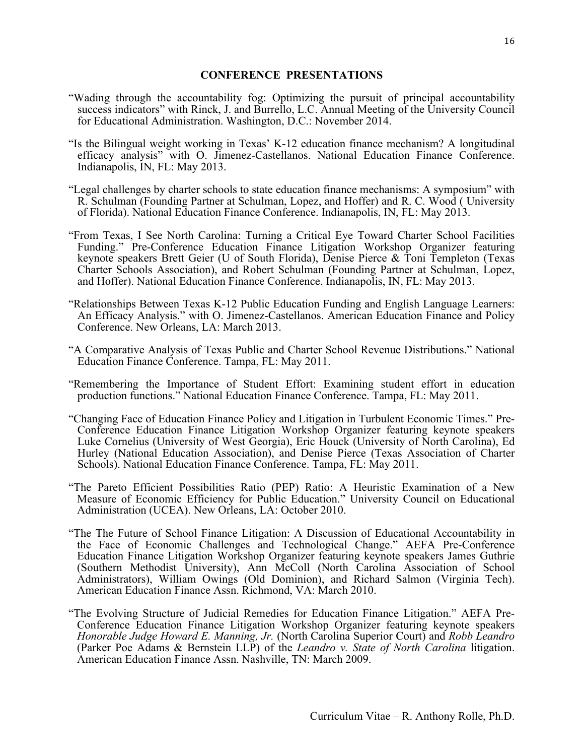**CONFERENCE PRESENTATIONS**

"Wading through the accountability fog: Optimizing the pursuit of principal accountability success indicators" with Rinck, J. and Burrello, L.C. Annual Meeting of the University Council for Educational Administration. Washington, D.C.: November 2014.

"Is the Bilingual weight working in Texas' K-12 education finance mechanism? A longitudinal efficacy analysis" with O. Jimenez-Castellanos. National Education Finance Conference. Indianapolis, IN, FL: May 2013.

"Legal challenges by charter schools to state education finance mechanisms: A symposium" with R. Schulman (Founding Partner at Schulman, Lopez, and Hoffer) and R. C. Wood ( University of Florida). National Education Finance Conference. Indianapolis, IN, FL: May 2013.

"From Texas, I See North Carolina: Turning a Critical Eye Toward Charter School Facilities Funding." Pre-Conference Education Finance Litigation Workshop Organizer featuring keynote speakers Brett Geier (U of South Florida), Denise Pierce & Toni Templeton (Texas Charter Schools Association), and Robert Schulman (Founding Partner at Schulman, Lopez, and Hoffer). National Education Finance Conference. Indianapolis, IN, FL: May 2013.

"Relationships Between Texas K-12 Public Education Funding and English Language Learners: An Efficacy Analysis." with O. Jimenez-Castellanos. American Education Finance and Policy Conference. New Orleans, LA: March 2013.

"A Comparative Analysis of Texas Public and Charter School Revenue Distributions." National Education Finance Conference. Tampa, FL: May 2011.

"Remembering the Importance of Student Effort: Examining student effort in education production functions." National Education Finance Conference. Tampa, FL: May 2011.

"Changing Face of Education Finance Policy and Litigation in Turbulent Economic Times." Pre-Conference Education Finance Litigation Workshop Organizer featuring keynote speakers Luke Cornelius (University of West Georgia), Eric Houck (University of North Carolina), Ed Hurley (National Education Association), and Denise Pierce (Texas Association of Charter Schools). National Education Finance Conference. Tampa, FL: May 2011.

"The Pareto Efficient Possibilities Ratio (PEP) Ratio: A Heuristic Examination of a New Measure of Economic Efficiency for Public Education." University Council on Educational Administration (UCEA). New Orleans, LA: October 2010.

"The The Future of School Finance Litigation: A Discussion of Educational Accountability in the Face of Economic Challenges and Technological Change." AEFA Pre-Conference Education Finance Litigation Workshop Organizer featuring keynote speakers James Guthrie (Southern Methodist University), Ann McColl (North Carolina Association of School Administrators), William Owings (Old Dominion), and Richard Salmon (Virginia Tech). American Education Finance Assn. Richmond, VA: March 2010.

"The Evolving Structure of Judicial Remedies for Education Finance Litigation." AEFA Pre-Conference Education Finance Litigation Workshop Organizer featuring keynote speakers *Honorable Judge Howard E. Manning, Jr.* (North Carolina Superior Court) and *Robb Leandro* (Parker Poe Adams & Bernstein LLP) of the *Leandro v. State of North Carolina* litigation. American Education Finance Assn. Nashville, TN: March 2009.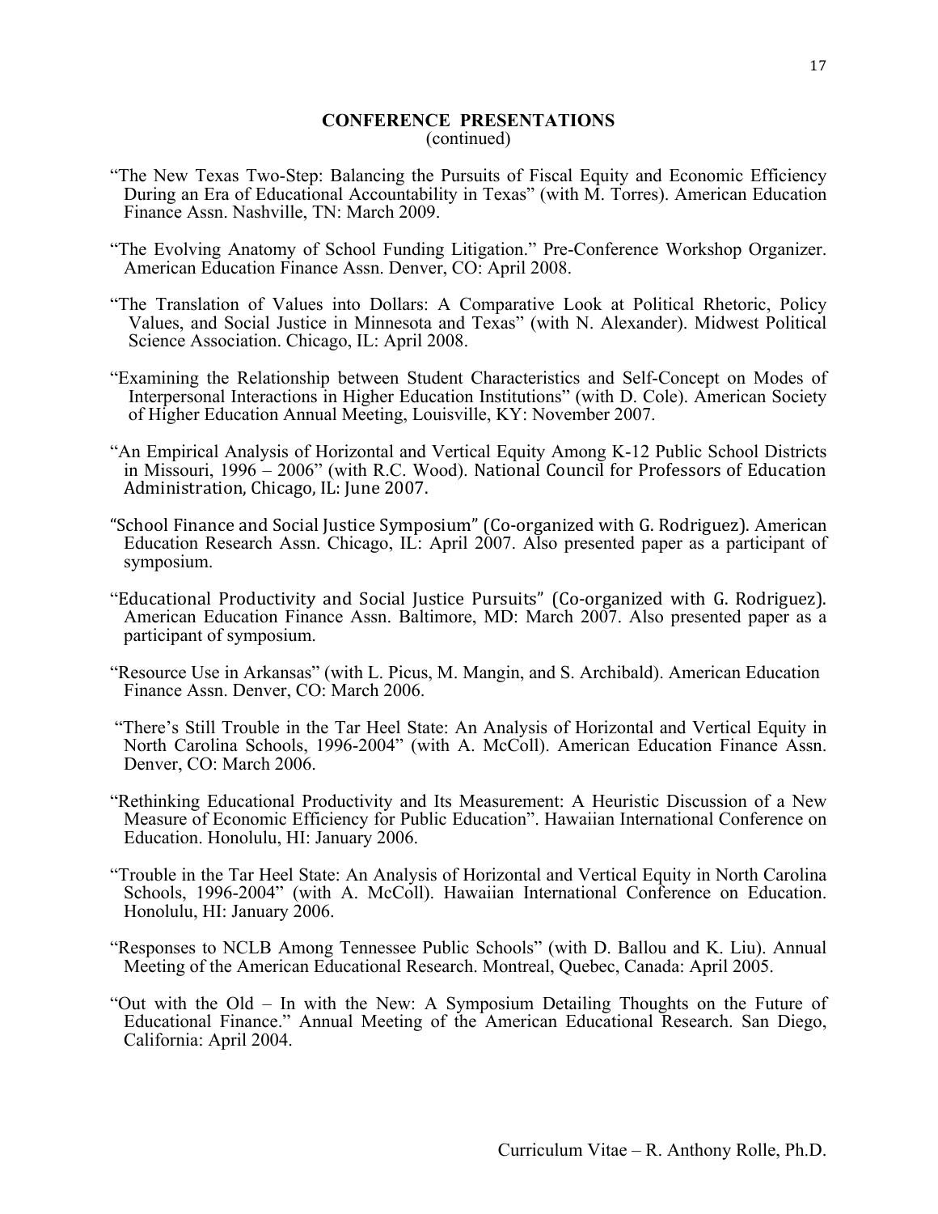## CONFERENCE PRESENTATIONS
(continued)

"The New Texas Two-Step: Balancing the Pursuits of Fiscal Equity and Economic Efficiency During an Era of Educational Accountability in Texas" (with M. Torres). American Education Finance Assn. Nashville, TN: March 2009.

"The Evolving Anatomy of School Funding Litigation." Pre-Conference Workshop Organizer. American Education Finance Assn. Denver, CO: April 2008.

"The Translation of Values into Dollars: A Comparative Look at Political Rhetoric, Policy Values, and Social Justice in Minnesota and Texas" (with N. Alexander). Midwest Political Science Association. Chicago, IL: April 2008.

"Examining the Relationship between Student Characteristics and Self-Concept on Modes of Interpersonal Interactions in Higher Education Institutions" (with D. Cole). American Society of Higher Education Annual Meeting, Louisville, KY: November 2007.

"An Empirical Analysis of Horizontal and Vertical Equity Among K-12 Public School Districts in Missouri, 1996 – 2006" (with R.C. Wood). National Council for Professors of Education Administration, Chicago, IL: June 2007.

"School Finance and Social Justice Symposium" (Co-organized with G. Rodriguez). American Education Research Assn. Chicago, IL: April 2007. Also presented paper as a participant of symposium.

"Educational Productivity and Social Justice Pursuits" (Co-organized with G. Rodriguez). American Education Finance Assn. Baltimore, MD: March 2007. Also presented paper as a participant of symposium.

"Resource Use in Arkansas" (with L. Picus, M. Mangin, and S. Archibald). American Education Finance Assn. Denver, CO: March 2006.

"There's Still Trouble in the Tar Heel State: An Analysis of Horizontal and Vertical Equity in North Carolina Schools, 1996-2004" (with A. McColl). American Education Finance Assn. Denver, CO: March 2006.

"Rethinking Educational Productivity and Its Measurement: A Heuristic Discussion of a New Measure of Economic Efficiency for Public Education". Hawaiian International Conference on Education. Honolulu, HI: January 2006.

"Trouble in the Tar Heel State: An Analysis of Horizontal and Vertical Equity in North Carolina Schools, 1996-2004" (with A. McColl). Hawaiian International Conference on Education. Honolulu, HI: January 2006.

"Responses to NCLB Among Tennessee Public Schools" (with D. Ballou and K. Liu). Annual Meeting of the American Educational Research. Montreal, Quebec, Canada: April 2005.

"Out with the Old – In with the New: A Symposium Detailing Thoughts on the Future of Educational Finance." Annual Meeting of the American Educational Research. San Diego, California: April 2004.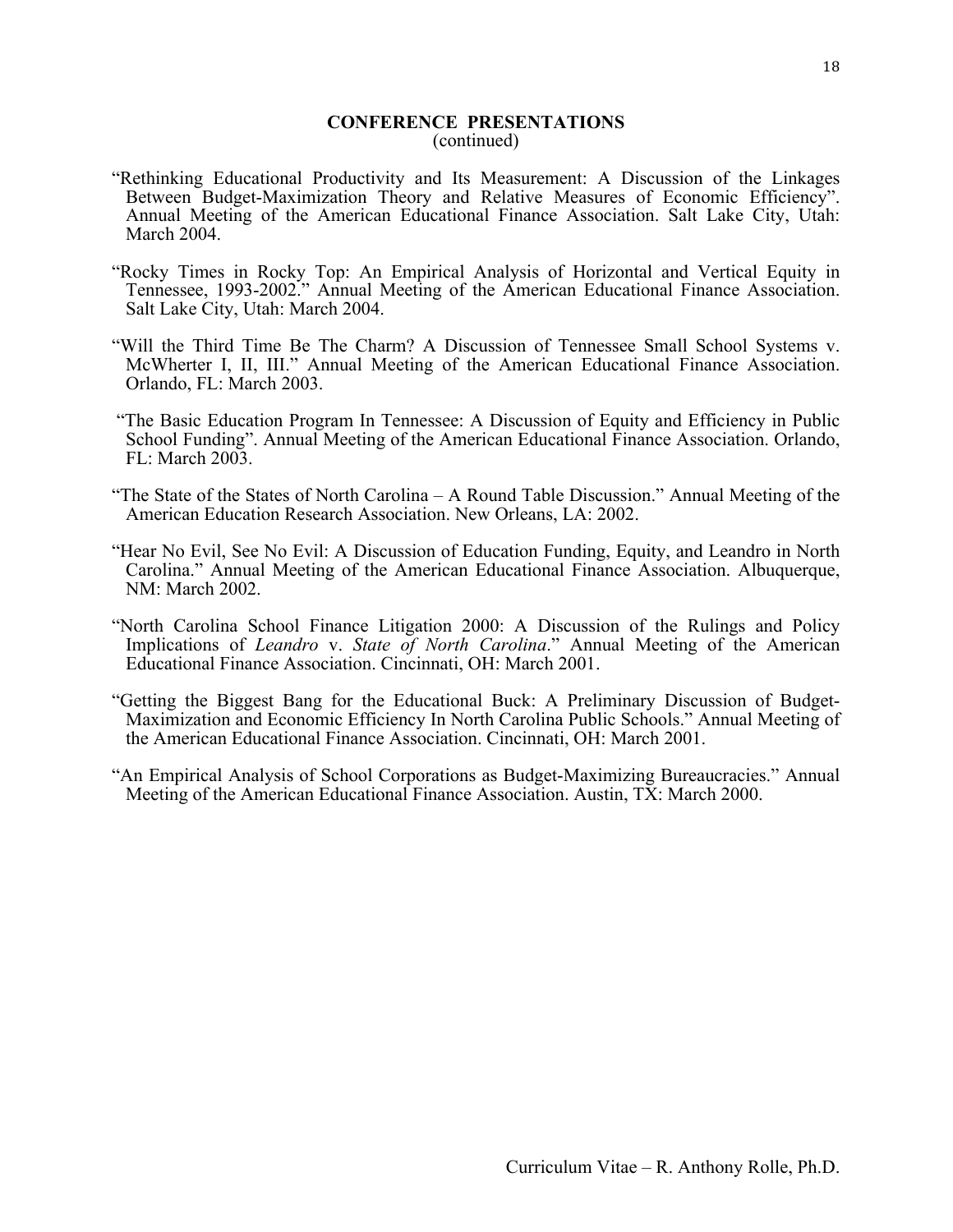## CONFERENCE PRESENTATIONS
(continued)

"Rethinking Educational Productivity and Its Measurement: A Discussion of the Linkages Between Budget-Maximization Theory and Relative Measures of Economic Efficiency". Annual Meeting of the American Educational Finance Association. Salt Lake City, Utah: March 2004.

"Rocky Times in Rocky Top: An Empirical Analysis of Horizontal and Vertical Equity in Tennessee, 1993-2002." Annual Meeting of the American Educational Finance Association. Salt Lake City, Utah: March 2004.

"Will the Third Time Be The Charm? A Discussion of Tennessee Small School Systems v. McWherter I, II, III." Annual Meeting of the American Educational Finance Association. Orlando, FL: March 2003.

"The Basic Education Program In Tennessee: A Discussion of Equity and Efficiency in Public School Funding". Annual Meeting of the American Educational Finance Association. Orlando, FL: March 2003.

"The State of the States of North Carolina – A Round Table Discussion." Annual Meeting of the American Education Research Association. New Orleans, LA: 2002.

"Hear No Evil, See No Evil: A Discussion of Education Funding, Equity, and Leandro in North Carolina." Annual Meeting of the American Educational Finance Association. Albuquerque, NM: March 2002.

"North Carolina School Finance Litigation 2000: A Discussion of the Rulings and Policy Implications of *Leandro* v. *State of North Carolina*." Annual Meeting of the American Educational Finance Association. Cincinnati, OH: March 2001.

"Getting the Biggest Bang for the Educational Buck: A Preliminary Discussion of Budget-Maximization and Economic Efficiency In North Carolina Public Schools." Annual Meeting of the American Educational Finance Association. Cincinnati, OH: March 2001.

"An Empirical Analysis of School Corporations as Budget-Maximizing Bureaucracies." Annual Meeting of the American Educational Finance Association. Austin, TX: March 2000.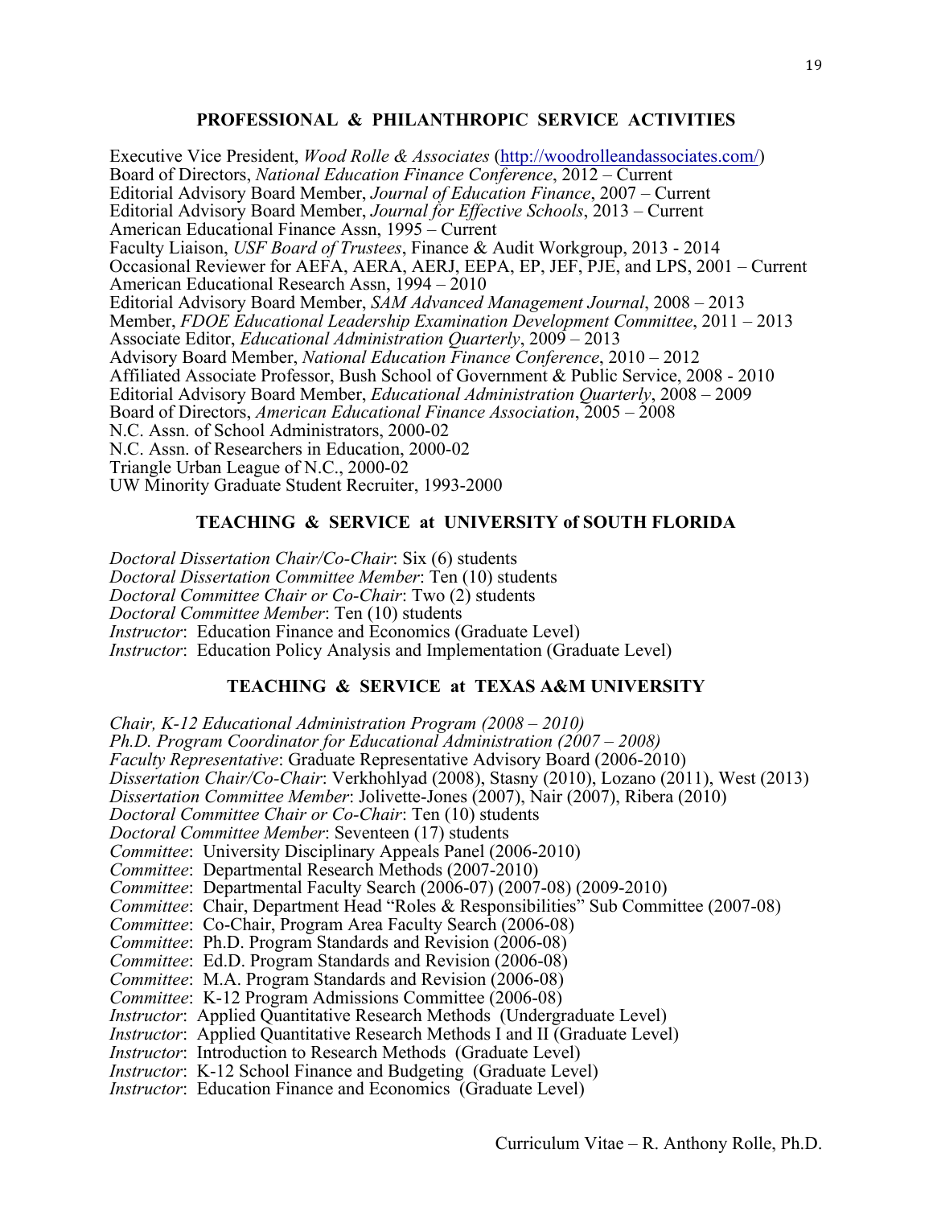## PROFESSIONAL & PHILANTHROPIC SERVICE ACTIVITIES

Executive Vice President, *Wood Rolle & Associates* (http://woodrolleandassociates.com/)
Board of Directors, *National Education Finance Conference*, 2012 – Current
Editorial Advisory Board Member, *Journal of Education Finance*, 2007 – Current
Editorial Advisory Board Member, *Journal for Effective Schools*, 2013 – Current
American Educational Finance Assn, 1995 – Current
Faculty Liaison, *USF Board of Trustees*, Finance & Audit Workgroup, 2013 - 2014
Occasional Reviewer for AEFA, AERA, AERJ, EEPA, EP, JEF, PJE, and LPS, 2001 – Current
American Educational Research Assn, 1994 – 2010
Editorial Advisory Board Member, *SAM Advanced Management Journal*, 2008 – 2013
Member, *FDOE Educational Leadership Examination Development Committee*, 2011 – 2013
Associate Editor, *Educational Administration Quarterly*, 2009 – 2013
Advisory Board Member, *National Education Finance Conference*, 2010 – 2012
Affiliated Associate Professor, Bush School of Government & Public Service, 2008 - 2010
Editorial Advisory Board Member, *Educational Administration Quarterly*, 2008 – 2009
Board of Directors, *American Educational Finance Association*, 2005 – 2008
N.C. Assn. of School Administrators, 2000-02
N.C. Assn. of Researchers in Education, 2000-02
Triangle Urban League of N.C., 2000-02
UW Minority Graduate Student Recruiter, 1993-2000

## TEACHING & SERVICE at UNIVERSITY of SOUTH FLORIDA

*Doctoral Dissertation Chair/Co-Chair*: Six (6) students
*Doctoral Dissertation Committee Member*: Ten (10) students
*Doctoral Committee Chair or Co-Chair*: Two (2) students
*Doctoral Committee Member*: Ten (10) students
*Instructor*: Education Finance and Economics (Graduate Level)
*Instructor*: Education Policy Analysis and Implementation (Graduate Level)

## TEACHING & SERVICE at TEXAS A&M UNIVERSITY

*Chair, K-12 Educational Administration Program (2008 – 2010)*
*Ph.D. Program Coordinator for Educational Administration (2007 – 2008)*
*Faculty Representative*: Graduate Representative Advisory Board (2006-2010)
*Dissertation Chair/Co-Chair*: Verkhohlyad (2008), Stasny (2010), Lozano (2011), West (2013)
*Dissertation Committee Member*: Jolivette-Jones (2007), Nair (2007), Ribera (2010)
*Doctoral Committee Chair or Co-Chair*: Ten (10) students
*Doctoral Committee Member*: Seventeen (17) students
*Committee*: University Disciplinary Appeals Panel (2006-2010)
*Committee*: Departmental Research Methods (2007-2010)
*Committee*: Departmental Faculty Search (2006-07) (2007-08) (2009-2010)
*Committee*: Chair, Department Head "Roles & Responsibilities" Sub Committee (2007-08)
*Committee*: Co-Chair, Program Area Faculty Search (2006-08)
*Committee*: Ph.D. Program Standards and Revision (2006-08)
*Committee*: Ed.D. Program Standards and Revision (2006-08)
*Committee*: M.A. Program Standards and Revision (2006-08)
*Committee*: K-12 Program Admissions Committee (2006-08)
*Instructor*: Applied Quantitative Research Methods (Undergraduate Level)
*Instructor*: Applied Quantitative Research Methods I and II (Graduate Level)
*Instructor*: Introduction to Research Methods (Graduate Level)
*Instructor*: K-12 School Finance and Budgeting (Graduate Level)
*Instructor*: Education Finance and Economics (Graduate Level)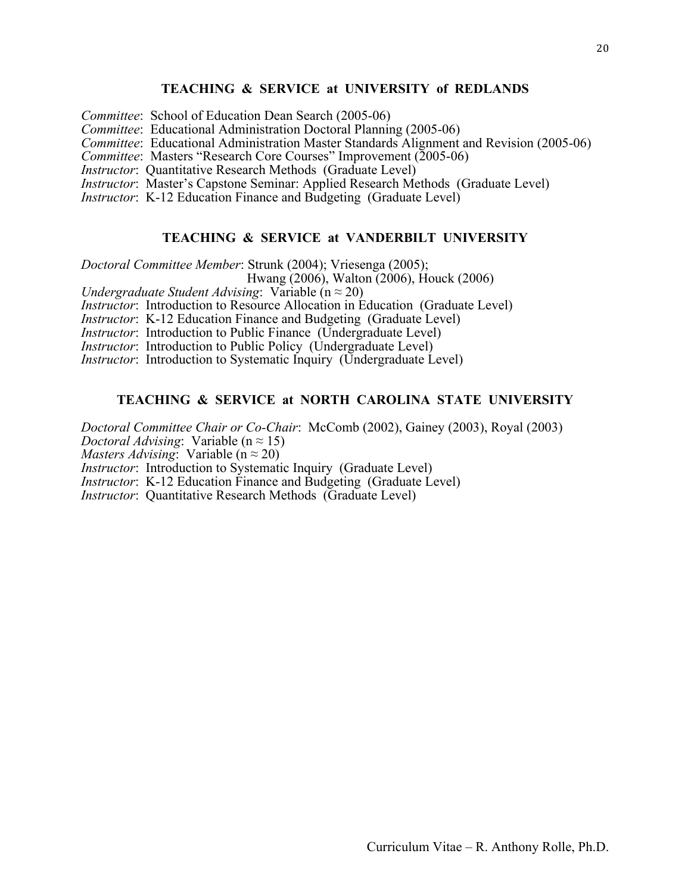## TEACHING & SERVICE at UNIVERSITY of REDLANDS

*Committee*: School of Education Dean Search (2005-06)
*Committee*: Educational Administration Doctoral Planning (2005-06)
*Committee*: Educational Administration Master Standards Alignment and Revision (2005-06)
*Committee*: Masters "Research Core Courses" Improvement (2005-06)
*Instructor*: Quantitative Research Methods (Graduate Level)
*Instructor*: Master's Capstone Seminar: Applied Research Methods (Graduate Level)
*Instructor*: K-12 Education Finance and Budgeting (Graduate Level)

## TEACHING & SERVICE at VANDERBILT UNIVERSITY

*Doctoral Committee Member*: Strunk (2004); Vriesenga (2005);
Hwang (2006), Walton (2006), Houck (2006)
*Undergraduate Student Advising*: Variable (n ≈ 20)
*Instructor*: Introduction to Resource Allocation in Education (Graduate Level)
*Instructor*: K-12 Education Finance and Budgeting (Graduate Level)
*Instructor*: Introduction to Public Finance (Undergraduate Level)
*Instructor*: Introduction to Public Policy (Undergraduate Level)
*Instructor*: Introduction to Systematic Inquiry (Undergraduate Level)

## TEACHING & SERVICE at NORTH CAROLINA STATE UNIVERSITY

*Doctoral Committee Chair or Co-Chair*: McComb (2002), Gainey (2003), Royal (2003)
*Doctoral Advising*: Variable (n ≈ 15)
*Masters Advising*: Variable (n ≈ 20)
*Instructor*: Introduction to Systematic Inquiry (Graduate Level)
*Instructor*: K-12 Education Finance and Budgeting (Graduate Level)
*Instructor*: Quantitative Research Methods (Graduate Level)